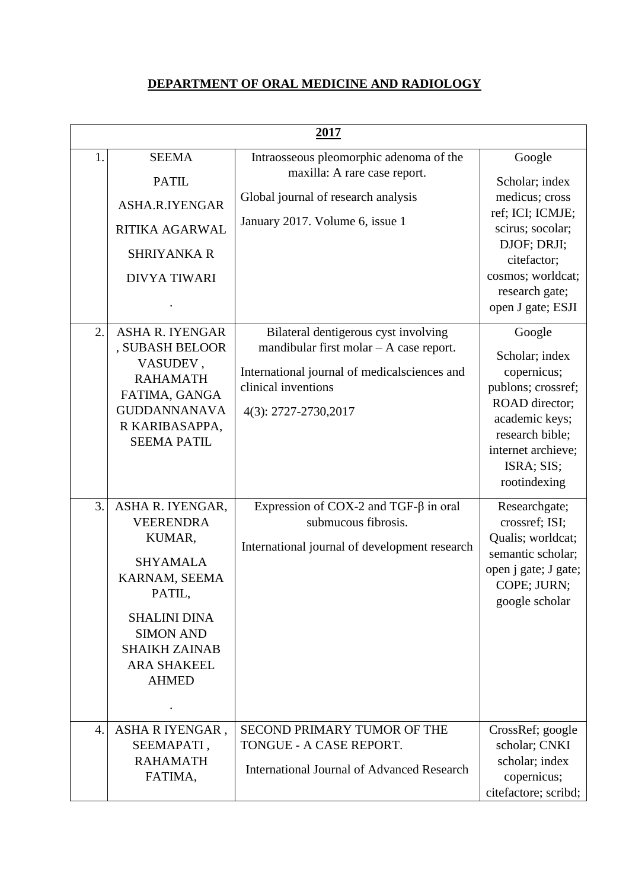# DEPARTMENT OF ORAL MEDICINE AND RADIOLOGY

| 2017 | | | |
|---|---|---|---|
| 1. | SEEMA PATIL ASHA.R.IYENGAR RITIKA AGARWAL SHRIYANKA R DIVYA TIWARI . | Intraosseous pleomorphic adenoma of the maxilla: A rare case report. Global journal of research analysis January 2017. Volume 6, issue 1 | Google Scholar; index medicus; cross ref; ICI; ICMJE; scirus; socolar; DJOF; DRJI; citefactor; cosmos; worldcat; research gate; open J gate; ESJI |
| 2. | ASHA R. IYENGAR , SUBASH BELOOR VASUDEV , RAHAMATH FATIMA, GANGA GUDDANNANAVAR KARIBASAPPA, SEEMA PATIL | Bilateral dentigerous cyst involving mandibular first molar – A case report. International journal of medicalsciences and clinical inventions 4(3): 2727-2730,2017 | Google Scholar; index copernicus; publons; crossref; ROAD director; academic keys; research bible; internet archieve; ISRA; SIS; rootindexing |
| 3. | ASHA R. IYENGAR, VEERENDRA KUMAR, SHYAMALA KARNAM, SEEMA PATIL, SHALINI DINA SIMON AND SHAIKH ZAINAB ARA SHAKEEL AHMED . | Expression of COX-2 and TGF-β in oral submucous fibrosis. International journal of development research | Researchgate; crossref; ISI; Qualis; worldcat; semantic scholar; open j gate; J gate; COPE; JURN; google scholar |
| 4. | ASHA R IYENGAR , SEEMAPATI , RAHAMATH FATIMA, | SECOND PRIMARY TUMOR OF THE TONGUE - A CASE REPORT. International Journal of Advanced Research | CrossRef; google scholar; CNKI scholar; index copernicus; citefactore; scribd; |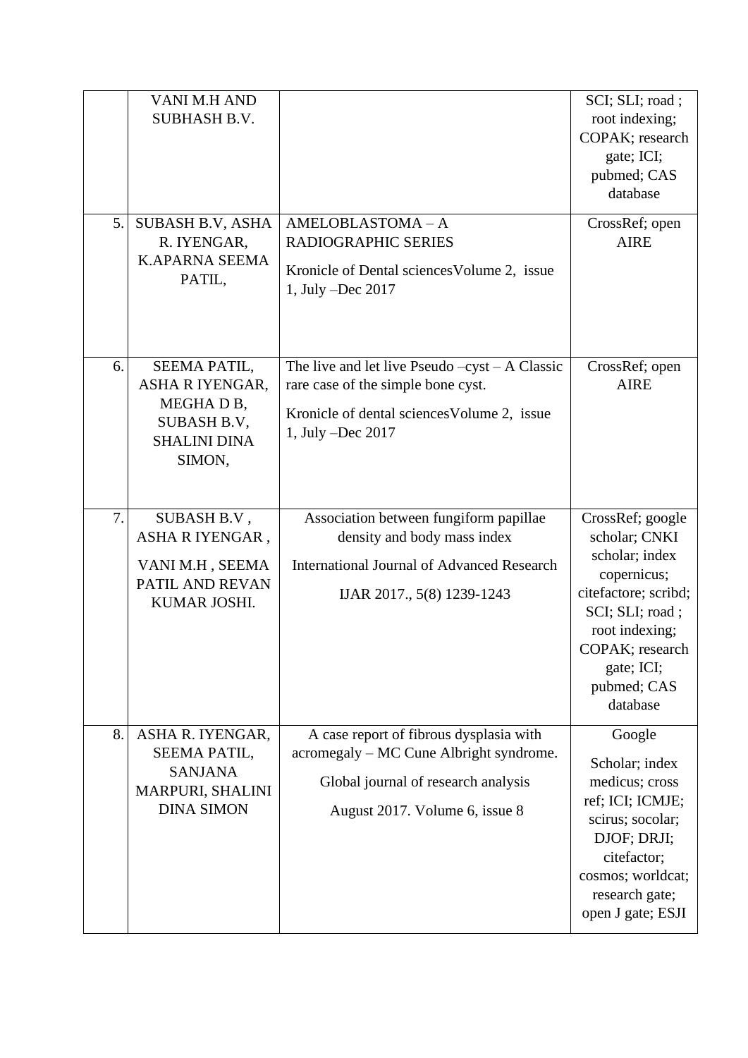| | | | |
|---|---|---|---|
| | VANI M.H AND SUBHASH B.V. | | SCI; SLI; road ; root indexing; COPAK; research gate; ICI; pubmed; CAS database |
| 5. | SUBASH B.V, ASHA R. IYENGAR, K.APARNA SEEMA PATIL, | AMELOBLASTOMA – A RADIOGRAPHIC SERIES<br>Kronicle of Dental sciencesVolume 2, issue 1, July –Dec 2017 | CrossRef; open AIRE |
| 6. | SEEMA PATIL, ASHA R IYENGAR, MEGHA D B, SUBASH B.V, SHALINI DINA SIMON, | The live and let live Pseudo –cyst – A Classic rare case of the simple bone cyst.<br>Kronicle of dental sciencesVolume 2, issue 1, July –Dec 2017 | CrossRef; open AIRE |
| 7. | SUBASH B.V , ASHA R IYENGAR ,<br>VANI M.H , SEEMA PATIL AND REVAN KUMAR JOSHI. | Association between fungiform papillae density and body mass index<br>International Journal of Advanced Research<br>IJAR 2017., 5(8) 1239-1243 | CrossRef; google scholar; CNKI scholar; index copernicus; citefactore; scribd; SCI; SLI; road ; root indexing; COPAK; research gate; ICI; pubmed; CAS database |
| 8. | ASHA R. IYENGAR, SEEMA PATIL, SANJANA MARPURI, SHALINI DINA SIMON | A case report of fibrous dysplasia with acromegaly – MC Cune Albright syndrome.<br>Global journal of research analysis<br>August 2017. Volume 6, issue 8 | Google<br>Scholar; index medicus; cross ref; ICI; ICMJE; scirus; socolar; DJOF; DRJI; citefactor; cosmos; worldcat; research gate; open J gate; ESJI |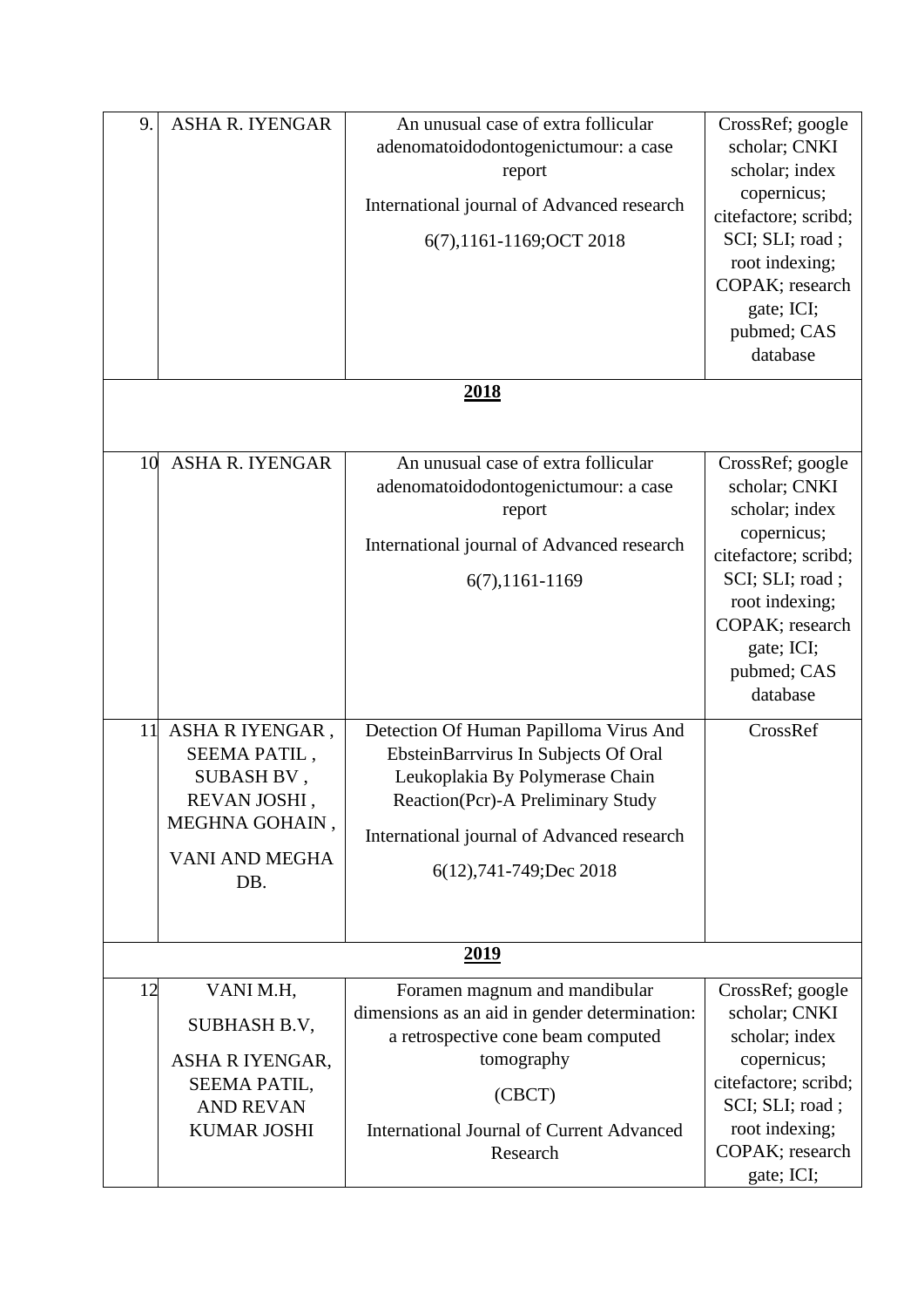| 9. | ASHA R. IYENGAR | An unusual case of extra follicular adenomatoidodontogenictumour: a case report<br><br>International journal of Advanced research<br><br>6(7),1161-1169;OCT 2018 | CrossRef; google scholar; CNKI scholar; index copernicus; citefactore; scribd; SCI; SLI; road ; root indexing; COPAK; research gate; ICI; pubmed; CAS database |
|---|---|---|---|
| | | **2018** | |
| 10 | ASHA R. IYENGAR | An unusual case of extra follicular adenomatoidodontogenictumour: a case report<br><br>International journal of Advanced research<br><br>6(7),1161-1169 | CrossRef; google scholar; CNKI scholar; index copernicus; citefactore; scribd; SCI; SLI; road ; root indexing; COPAK; research gate; ICI; pubmed; CAS database |
| 11 | ASHA R IYENGAR , SEEMA PATIL , SUBASH BV , REVAN JOSHI , MEGHNA GOHAIN , VANI AND MEGHA DB. | Detection Of Human Papilloma Virus And EbsteinBarrvirus In Subjects Of Oral Leukoplakia By Polymerase Chain Reaction(Pcr)-A Preliminary Study<br><br>International journal of Advanced research<br><br>6(12),741-749;Dec 2018 | CrossRef |
| | | **2019** | |
| 12 | VANI M.H,<br><br>SUBHASH B.V,<br><br>ASHA R IYENGAR, SEEMA PATIL, AND REVAN KUMAR JOSHI | Foramen magnum and mandibular dimensions as an aid in gender determination: a retrospective cone beam computed tomography<br><br>(CBCT)<br><br>International Journal of Current Advanced Research | CrossRef; google scholar; CNKI scholar; index copernicus; citefactore; scribd; SCI; SLI; road ; root indexing; COPAK; research gate; ICI; |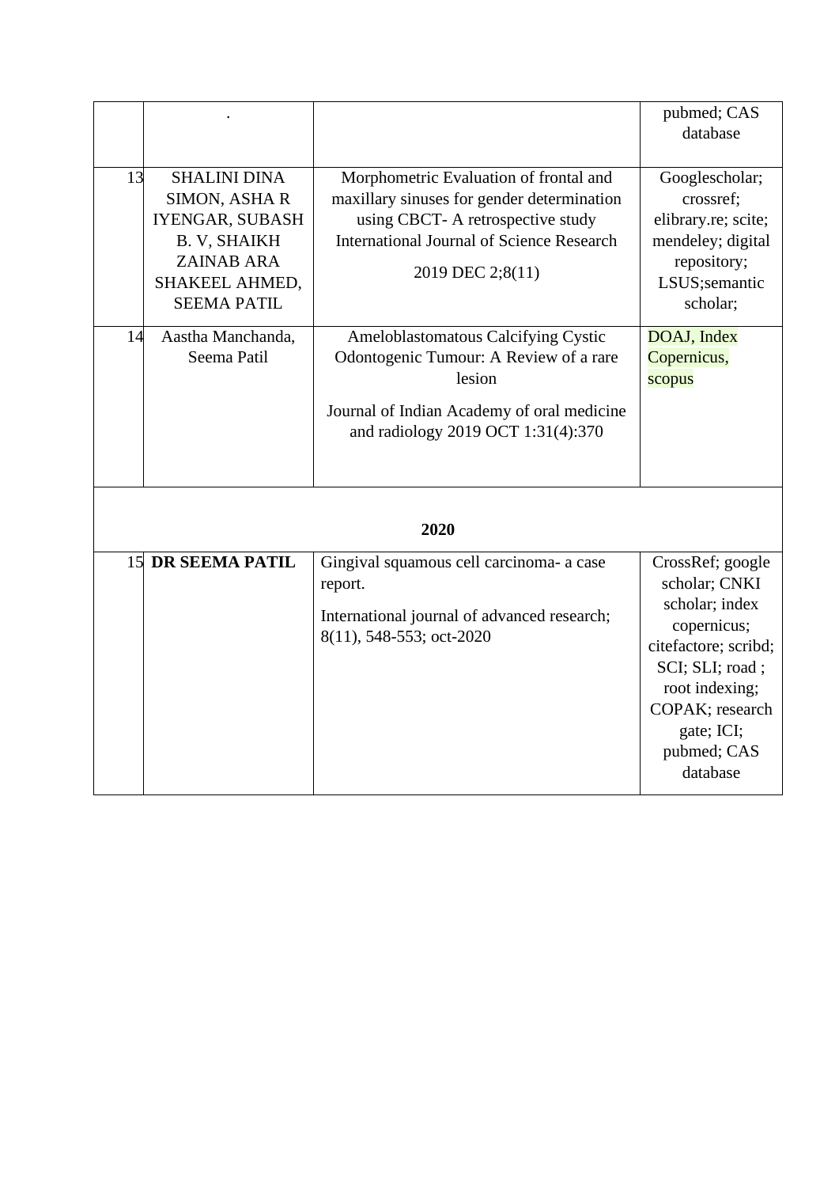| | | | |
|---|---|---|---|
| | . | | pubmed; CAS database |
| 13 | SHALINI DINA SIMON, ASHA R IYENGAR, SUBASH B. V, SHAIKH ZAINAB ARA SHAKEEL AHMED, SEEMA PATIL | Morphometric Evaluation of frontal and maxillary sinuses for gender determination using CBCT- A retrospective study International Journal of Science Research<br><br>2019 DEC 2;8(11) | Googlescholar; crossref; elibrary.re; scite; mendeley; digital repository; LSUS;semantic scholar; |
| 14 | Aastha Manchanda, Seema Patil | Ameloblastomatous Calcifying Cystic Odontogenic Tumour: A Review of a rare lesion<br><br>Journal of Indian Academy of oral medicine and radiology 2019 OCT 1:31(4):370 | DOAJ, Index Copernicus, scopus |
| | | **2020** | |
| 15 | **DR SEEMA PATIL** | Gingival squamous cell carcinoma- a case report.<br><br>International journal of advanced research; 8(11), 548-553; oct-2020 | CrossRef; google scholar; CNKI scholar; index copernicus; citefactore; scribd; SCI; SLI; road ; root indexing; COPAK; research gate; ICI; pubmed; CAS database |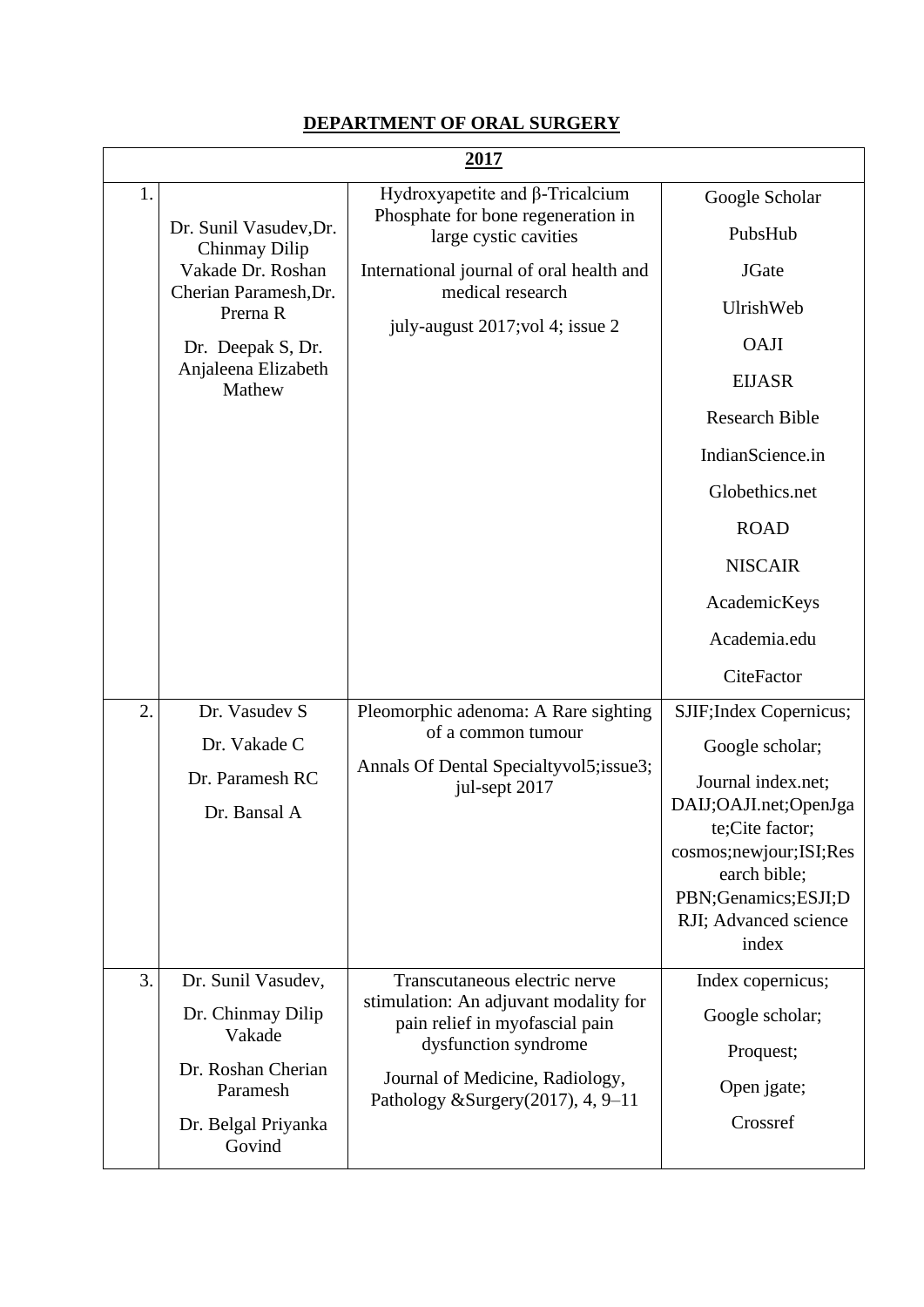## DEPARTMENT OF ORAL SURGERY

| 2017 | | | |
|---|---|---|---|
| 1. | Dr. Sunil Vasudev,Dr. Chinmay Dilip Vakade Dr. Roshan Cherian Paramesh,Dr. Prerna R<br>Dr. Deepak S, Dr. Anjaleena Elizabeth Mathew | Hydroxyapetite and β-Tricalcium Phosphate for bone regeneration in large cystic cavities<br>International journal of oral health and medical research<br>july-august 2017;vol 4; issue 2 | Google Scholar<br>PubsHub<br>JGate<br>UlrishWeb<br>OAJI<br>EIJASR<br>Research Bible<br>IndianScience.in<br>Globethics.net<br>ROAD<br>NISCAIR<br>AcademicKeys<br>Academia.edu<br>CiteFactor |
| 2. | Dr. Vasudev S<br>Dr. Vakade C<br>Dr. Paramesh RC<br>Dr. Bansal A | Pleomorphic adenoma: A Rare sighting of a common tumour<br>Annals Of Dental Specialtyvol5;issue3; jul-sept 2017 | SJIF;Index Copernicus;<br>Google scholar;<br>Journal index.net; DAIJ;OAJI.net;OpenJgate;Cite factor; cosmos;newjour;ISI;Research bible; PBN;Genamics;ESJI;DRJI; Advanced science index |
| 3. | Dr. Sunil Vasudev,<br>Dr. Chinmay Dilip Vakade<br>Dr. Roshan Cherian Paramesh<br>Dr. Belgal Priyanka Govind | Transcutaneous electric nerve stimulation: An adjuvant modality for pain relief in myofascial pain dysfunction syndrome<br>Journal of Medicine, Radiology, Pathology &Surgery(2017), 4, 9–11 | Index copernicus;<br>Google scholar;<br>Proquest;<br>Open jgate;<br>Crossref |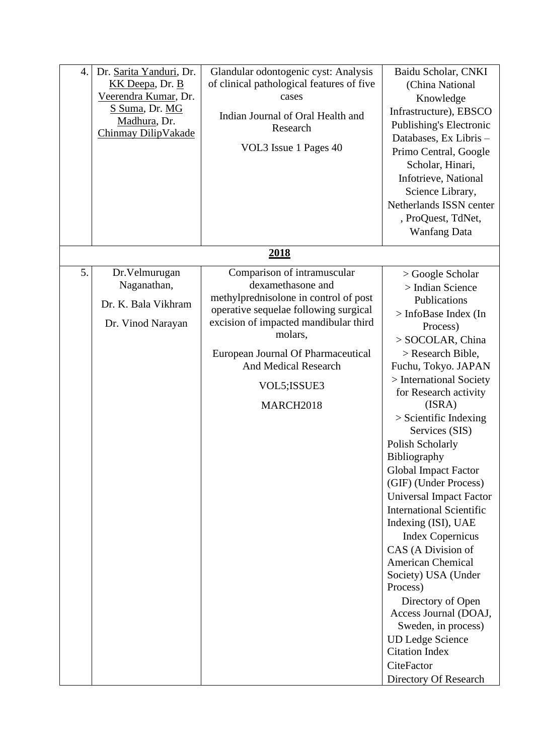| | | | |
|---|---|---|---|
| 4. | Dr. Sarita Yanduri, Dr. KK Deepa, Dr. B Veerendra Kumar, Dr. S Suma, Dr. MG Madhura, Dr. Chinmay DilipVakade | Glandular odontogenic cyst: Analysis of clinical pathological features of five cases<br><br>Indian Journal of Oral Health and Research<br><br>VOL3 Issue 1 Pages 40 | Baidu Scholar, CNKI (China National Knowledge Infrastructure), EBSCO Publishing's Electronic Databases, Ex Libris – Primo Central, Google Scholar, Hinari, Infotrieve, National Science Library, Netherlands ISSN center , ProQuest, TdNet, Wanfang Data |
| **2018** | | | |
| 5. | Dr.Velmurugan Naganathan,<br><br>Dr. K. Bala Vikhram<br><br>Dr. Vinod Narayan | Comparison of intramuscular dexamethasone and methylprednisolone in control of post operative sequelae following surgical excision of impacted mandibular third molars,<br><br>European Journal Of Pharmaceutical And Medical Research<br><br>VOL5;ISSUE3<br><br>MARCH2018 | > Google Scholar<br>> Indian Science Publications<br>> InfoBase Index (In Process)<br>> SOCOLAR, China<br>> Research Bible, Fuchu, Tokyo. JAPAN<br>> International Society for Research activity (ISRA)<br>> Scientific Indexing Services (SIS)<br>Polish Scholarly Bibliography<br>Global Impact Factor (GIF) (Under Process)<br>Universal Impact Factor<br>International Scientific Indexing (ISI), UAE<br>Index Copernicus<br>CAS (A Division of American Chemical Society) USA (Under Process)<br>Directory of Open Access Journal (DOAJ, Sweden, in process)<br>UD Ledge Science Citation Index<br>CiteFactor<br>Directory Of Research |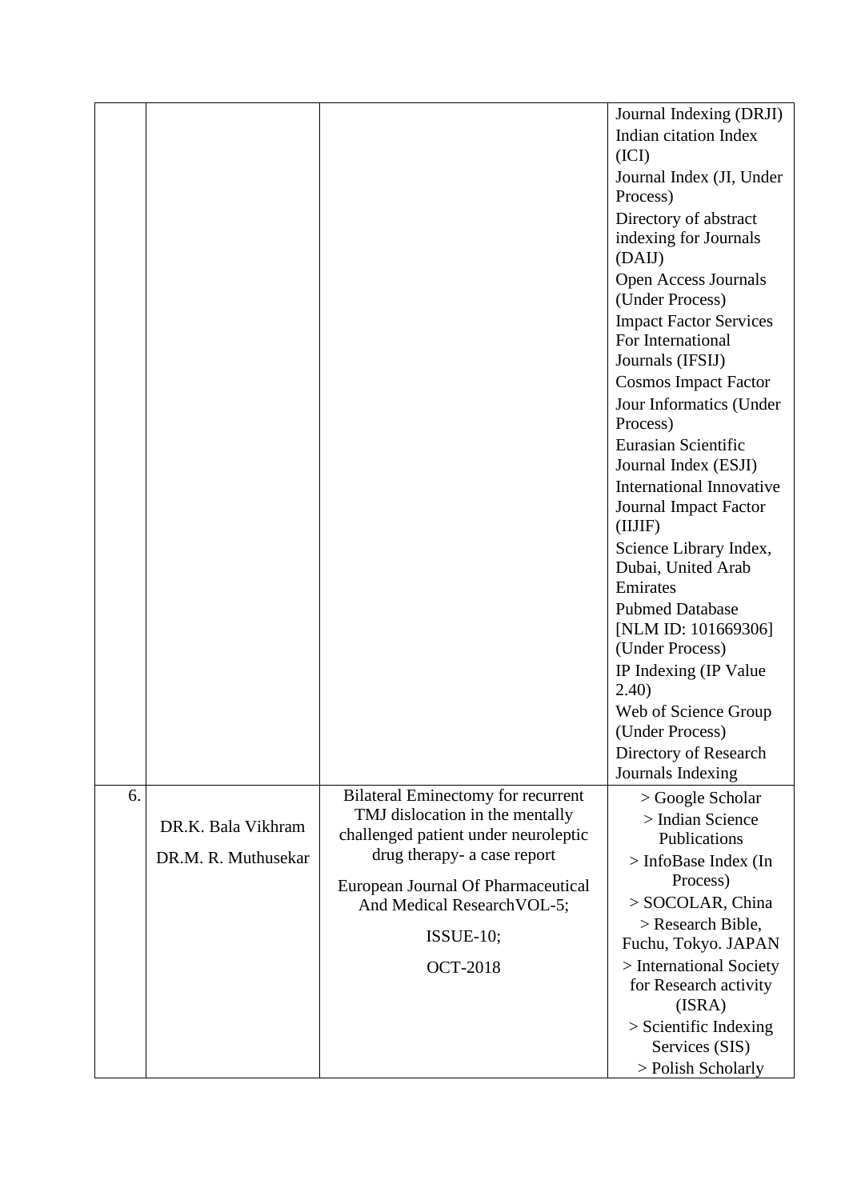| | | | |
|---|---|---|---|
| | | | Journal Indexing (DRJI)<br>Indian citation Index (ICI)<br>Journal Index (JI, Under Process)<br>Directory of abstract indexing for Journals (DAIJ)<br>Open Access Journals (Under Process)<br>Impact Factor Services For International Journals (IFSIJ)<br>Cosmos Impact Factor<br>Jour Informatics (Under Process)<br>Eurasian Scientific Journal Index (ESJI)<br>International Innovative Journal Impact Factor (IIJIF)<br>Science Library Index, Dubai, United Arab Emirates<br>Pubmed Database [NLM ID: 101669306] (Under Process)<br>IP Indexing (IP Value 2.40)<br>Web of Science Group (Under Process)<br>Directory of Research Journals Indexing |
| 6. | DR.K. Bala Vikhram<br>DR.M. R. Muthusekar | Bilateral Eminectomy for recurrent TMJ dislocation in the mentally challenged patient under neuroleptic drug therapy- a case report<br>European Journal Of Pharmaceutical And Medical ResearchVOL-5;<br>ISSUE-10;<br>OCT-2018 | > Google Scholar<br>> Indian Science Publications<br>> InfoBase Index (In Process)<br>> SOCOLAR, China<br>> Research Bible, Fuchu, Tokyo. JAPAN<br>> International Society for Research activity (ISRA)<br>> Scientific Indexing Services (SIS)<br>> Polish Scholarly |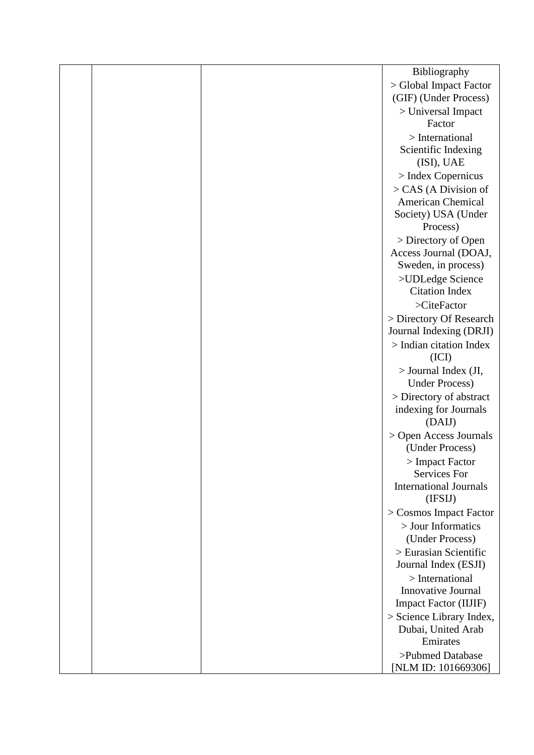|  |  |  | Bibliography<br>> Global Impact Factor (GIF) (Under Process)<br>> Universal Impact Factor<br>> International Scientific Indexing (ISI), UAE<br>> Index Copernicus<br>> CAS (A Division of American Chemical Society) USA (Under Process)<br>> Directory of Open Access Journal (DOAJ, Sweden, in process)<br>>UDLedge Science Citation Index<br>>CiteFactor<br>> Directory Of Research Journal Indexing (DRJI)<br>> Indian citation Index (ICI)<br>> Journal Index (JI, Under Process)<br>> Directory of abstract indexing for Journals (DAIJ)<br>> Open Access Journals (Under Process)<br>> Impact Factor Services For International Journals (IFSIJ)<br>> Cosmos Impact Factor<br>> Jour Informatics (Under Process)<br>> Eurasian Scientific Journal Index (ESJI)<br>> International Innovative Journal Impact Factor (IIJIF)<br>> Science Library Index, Dubai, United Arab Emirates<br>>Pubmed Database [NLM ID: 101669306] |
|---|---|---|---|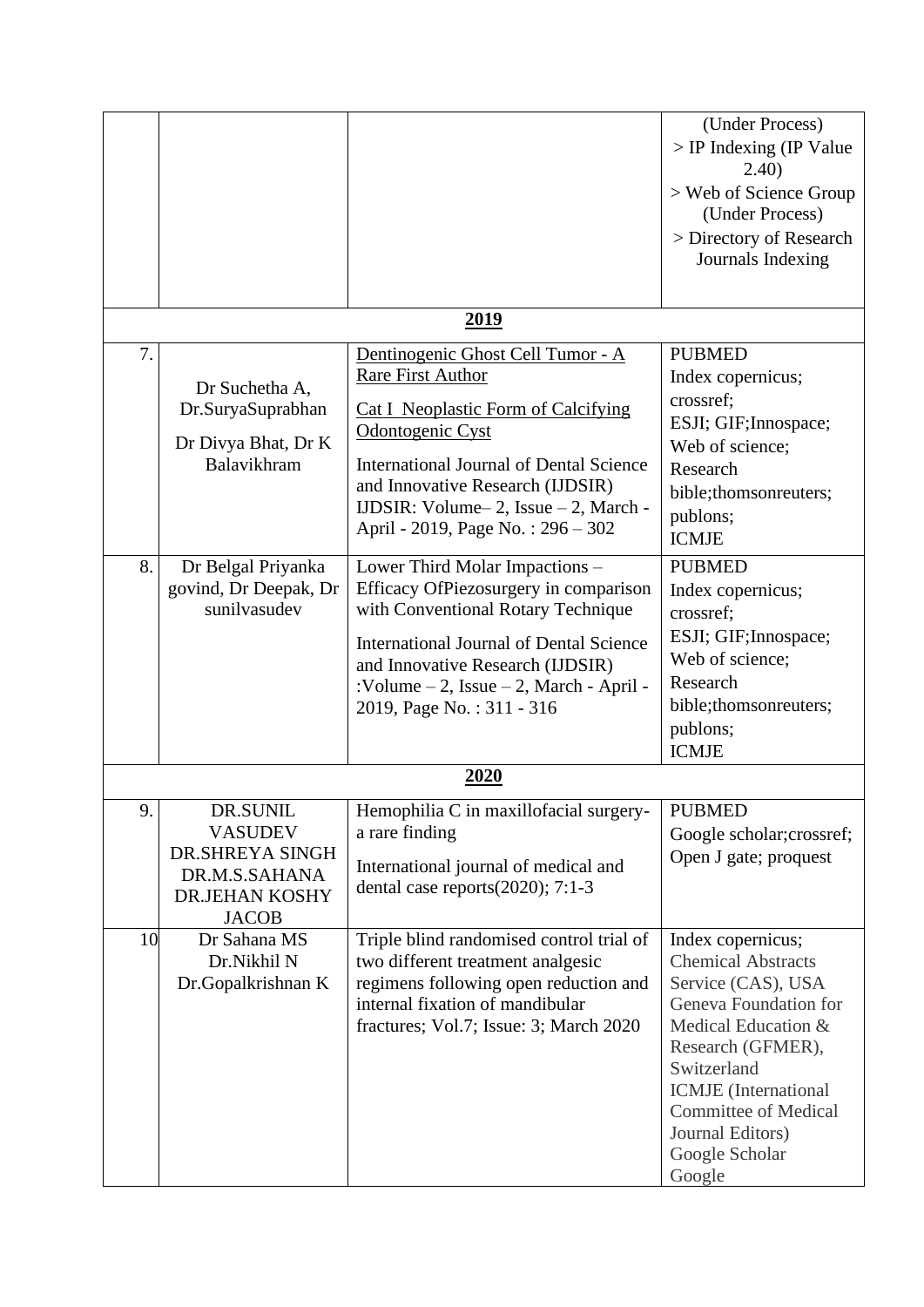| | | | |
|---|---|---|---|
| | | | (Under Process)<br>> IP Indexing (IP Value 2.40)<br>> Web of Science Group (Under Process)<br>> Directory of Research Journals Indexing |
| **2019** | | | |
| 7. | Dr Suchetha A, Dr.SuryaSuprabhan<br>Dr Divya Bhat, Dr K Balavikhram | Dentinogenic Ghost Cell Tumor - A Rare First Author<br>Cat I Neoplastic Form of Calcifying Odontogenic Cyst<br>International Journal of Dental Science and Innovative Research (IJDSIR) IJDSIR: Volume– 2, Issue – 2, March - April - 2019, Page No. : 296 – 302 | PUBMED<br>Index copernicus;<br>crossref;<br>ESJI; GIF;Innospace;<br>Web of science;<br>Research bible;thomsonreuters;<br>publons;<br>ICMJE |
| 8. | Dr Belgal Priyanka govind, Dr Deepak, Dr sunilvasudev | Lower Third Molar Impactions – Efficacy OfPiezosurgery in comparison with Conventional Rotary Technique<br>International Journal of Dental Science and Innovative Research (IJDSIR) :Volume – 2, Issue – 2, March - April - 2019, Page No. : 311 - 316 | PUBMED<br>Index copernicus;<br>crossref;<br>ESJI; GIF;Innospace;<br>Web of science;<br>Research bible;thomsonreuters;<br>publons;<br>ICMJE |
| **2020** | | | |
| 9. | DR.SUNIL VASUDEV<br>DR.SHREYA SINGH<br>DR.M.S.SAHANA<br>DR.JEHAN KOSHY JACOB | Hemophilia C in maxillofacial surgery-a rare finding<br>International journal of medical and dental case reports(2020); 7:1-3 | PUBMED<br>Google scholar;crossref;<br>Open J gate; proquest |
| 10 | Dr Sahana MS<br>Dr.Nikhil N<br>Dr.Gopalkrishnan K | Triple blind randomised control trial of two different treatment analgesic regimens following open reduction and internal fixation of mandibular fractures; Vol.7; Issue: 3; March 2020 | Index copernicus;<br>Chemical Abstracts Service (CAS), USA<br>Geneva Foundation for Medical Education & Research (GFMER), Switzerland<br>ICMJE (International Committee of Medical Journal Editors)<br>Google Scholar<br>Google |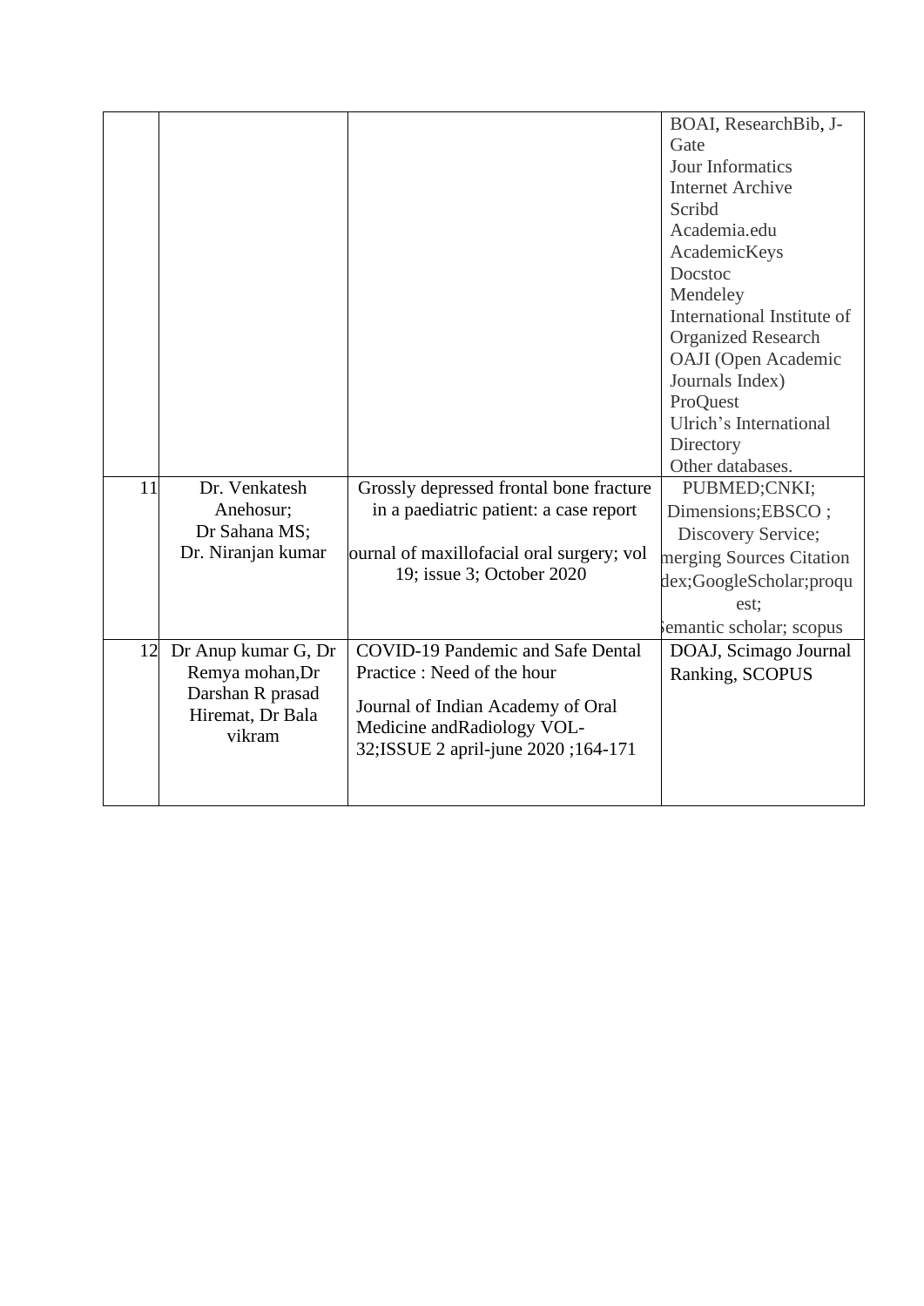| | | | |
|---|---|---|---|
| | | | BOAI, ResearchBib, J-Gate<br>Jour Informatics<br>Internet Archive<br>Scribd<br>Academia.edu<br>AcademicKeys<br>Docstoc<br>Mendeley<br>International Institute of Organized Research<br>OAJI (Open Academic Journals Index)<br>ProQuest<br>Ulrich's International Directory<br>Other databases. |
| 11 | Dr. Venkatesh Anehosur;<br>Dr Sahana MS;<br>Dr. Niranjan kumar | Grossly depressed frontal bone fracture in a paediatric patient: a case report<br><br>ournal of maxillofacial oral surgery; vol 19; issue 3; October 2020 | PUBMED;CNKI;<br>Dimensions;EBSCO ;<br>Discovery Service;<br>merging Sources Citation dex;GoogleScholar;proquest;<br>emantic scholar; scopus |
| 12 | Dr Anup kumar G, Dr Remya mohan,Dr Darshan R prasad Hiremat, Dr Bala vikram | COVID-19 Pandemic and Safe Dental Practice : Need of the hour<br><br>Journal of Indian Academy of Oral Medicine andRadiology VOL-32;ISSUE 2 april-june 2020 ;164-171 | DOAJ, Scimago Journal Ranking, SCOPUS |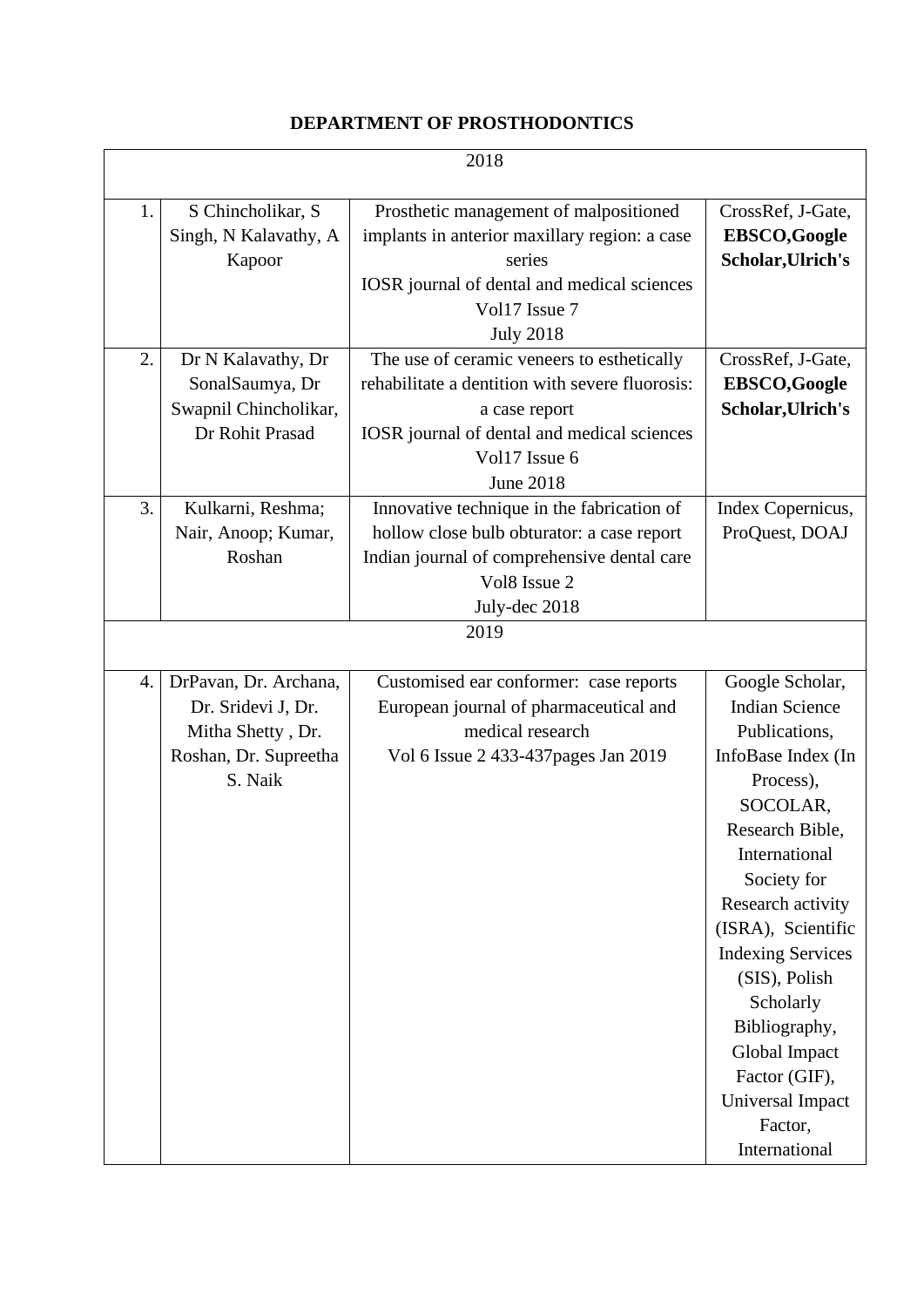## DEPARTMENT OF PROSTHODONTICS

| 2018 | | | |
|---|---|---|---|
| 1. | S Chincholikar, S Singh, N Kalavathy, A Kapoor | Prosthetic management of malpositioned implants in anterior maxillary region: a case series<br>IOSR journal of dental and medical sciences<br>Vol17 Issue 7<br>July 2018 | CrossRef, J-Gate, **EBSCO,Google Scholar,Ulrich's** |
| 2. | Dr N Kalavathy, Dr SonalSaumya, Dr Swapnil Chincholikar, Dr Rohit Prasad | The use of ceramic veneers to esthetically rehabilitate a dentition with severe fluorosis: a case report<br>IOSR journal of dental and medical sciences<br>Vol17 Issue 6<br>June 2018 | CrossRef, J-Gate, **EBSCO,Google Scholar,Ulrich's** |
| 3. | Kulkarni, Reshma; Nair, Anoop; Kumar, Roshan | Innovative technique in the fabrication of hollow close bulb obturator: a case report<br>Indian journal of comprehensive dental care<br>Vol8 Issue 2<br>July-dec 2018 | Index Copernicus, ProQuest, DOAJ |
| 2019 | | | |
| 4. | DrPavan, Dr. Archana, Dr. Sridevi J, Dr. Mitha Shetty , Dr. Roshan, Dr. Supreetha S. Naik | Customised ear conformer: case reports<br>European journal of pharmaceutical and medical research<br>Vol 6 Issue 2 433-437pages Jan 2019 | Google Scholar, Indian Science Publications, InfoBase Index (In Process), SOCOLAR, Research Bible, International Society for Research activity (ISRA), Scientific Indexing Services (SIS), Polish Scholarly Bibliography, Global Impact Factor (GIF), Universal Impact Factor, International |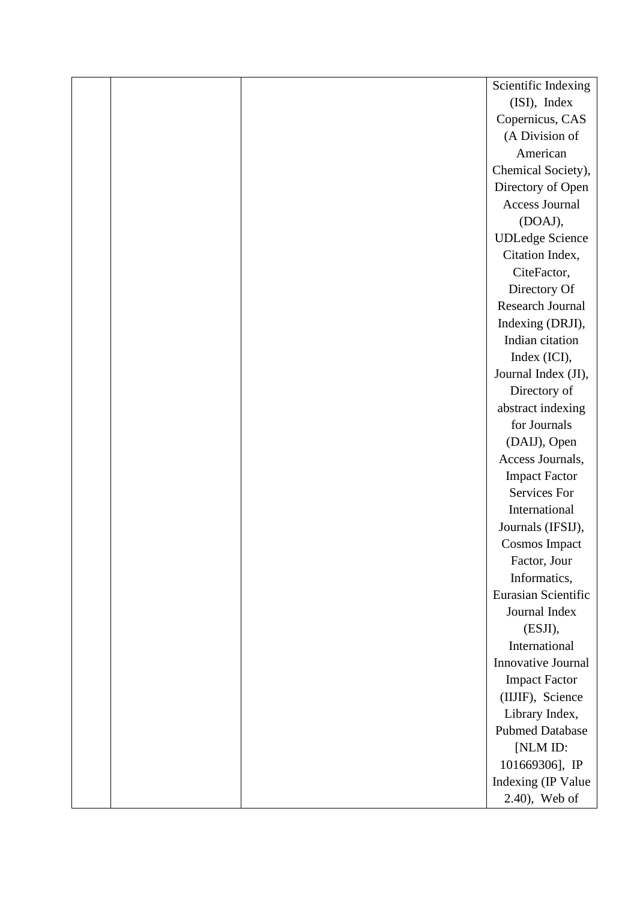|  |  |  | Scientific Indexing (ISI), Index Copernicus, CAS (A Division of American Chemical Society), Directory of Open Access Journal (DOAJ), UDLedge Science Citation Index, CiteFactor, Directory Of Research Journal Indexing (DRJI), Indian citation Index (ICI), Journal Index (JI), Directory of abstract indexing for Journals (DAIJ), Open Access Journals, Impact Factor Services For International Journals (IFSIJ), Cosmos Impact Factor, Jour Informatics, Eurasian Scientific Journal Index (ESJI), International Innovative Journal Impact Factor (IIJIF), Science Library Index, Pubmed Database [NLM ID: 101669306], IP Indexing (IP Value 2.40), Web of |
|---|---|---|---|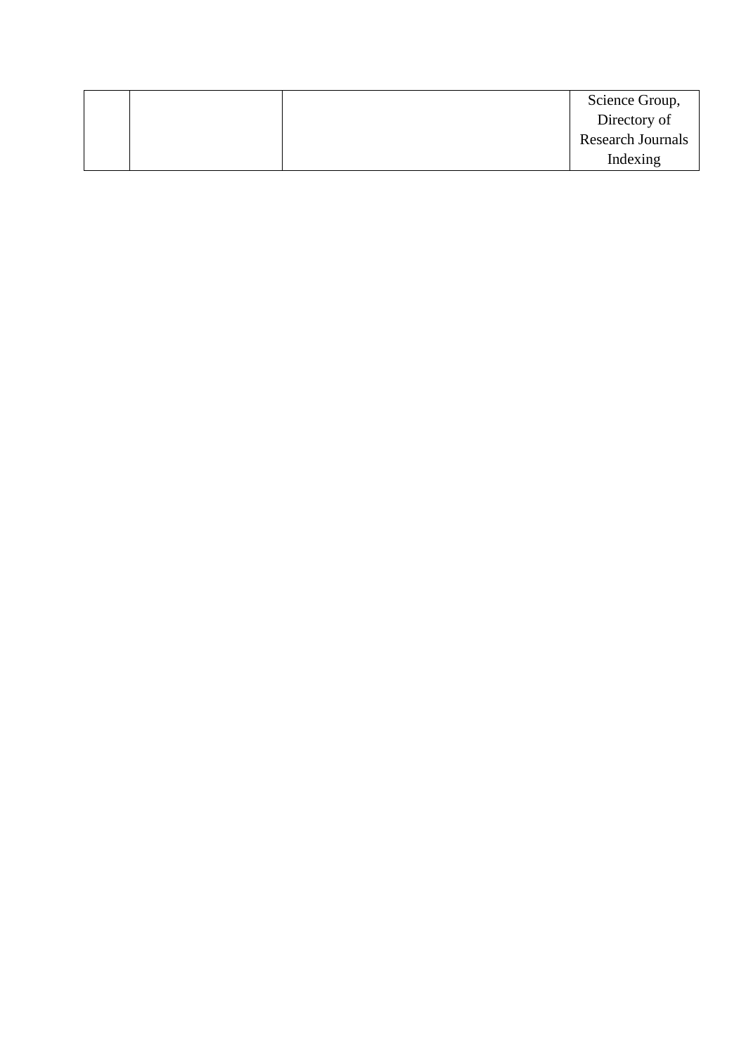|  |  |  | Science Group, Directory of Research Journals Indexing |
|---|---|---|---|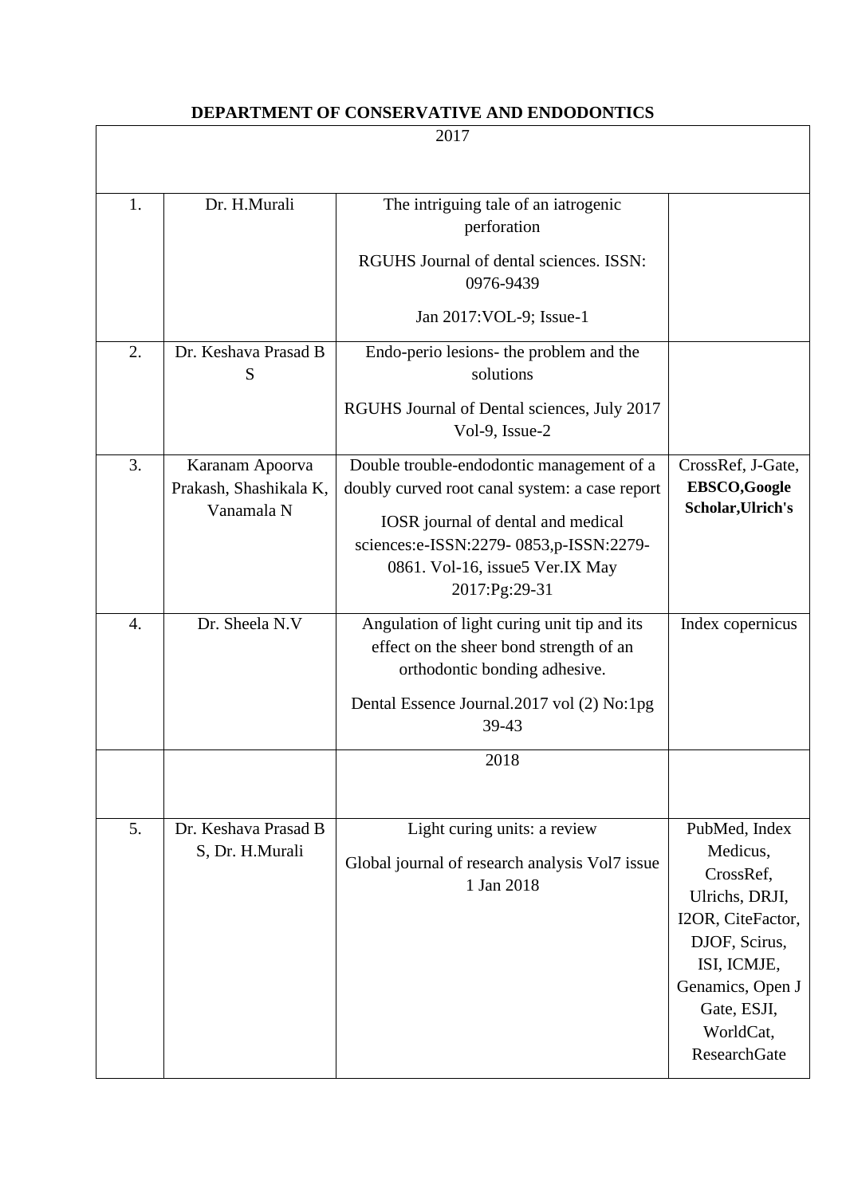**DEPARTMENT OF CONSERVATIVE AND ENDODONTICS**

| 2017 | | | |
|---|---|---|---|
| 1. | Dr. H.Murali | The intriguing tale of an iatrogenic perforation<br><br>RGUHS Journal of dental sciences. ISSN: 0976-9439<br><br>Jan 2017:VOL-9; Issue-1 | |
| 2. | Dr. Keshava Prasad B S | Endo-perio lesions- the problem and the solutions<br><br>RGUHS Journal of Dental sciences, July 2017 Vol-9, Issue-2 | |
| 3. | Karanam Apoorva Prakash, Shashikala K, Vanamala N | Double trouble-endodontic management of a doubly curved root canal system: a case report<br><br>IOSR journal of dental and medical sciences:e-ISSN:2279- 0853,p-ISSN:2279-0861. Vol-16, issue5 Ver.IX May 2017:Pg:29-31 | CrossRef, J-Gate, **EBSCO,Google Scholar,Ulrich's** |
| 4. | Dr. Sheela N.V | Angulation of light curing unit tip and its effect on the sheer bond strength of an orthodontic bonding adhesive.<br><br>Dental Essence Journal.2017 vol (2) No:1pg 39-43 | Index copernicus |
| | | 2018 | |
| 5. | Dr. Keshava Prasad B S, Dr. H.Murali | Light curing units: a review<br><br>Global journal of research analysis Vol7 issue 1 Jan 2018 | PubMed, Index Medicus, CrossRef, Ulrichs, DRJI, I2OR, CiteFactor, DJOF, Scirus, ISI, ICMJE, Genamics, Open J Gate, ESJI, WorldCat, ResearchGate |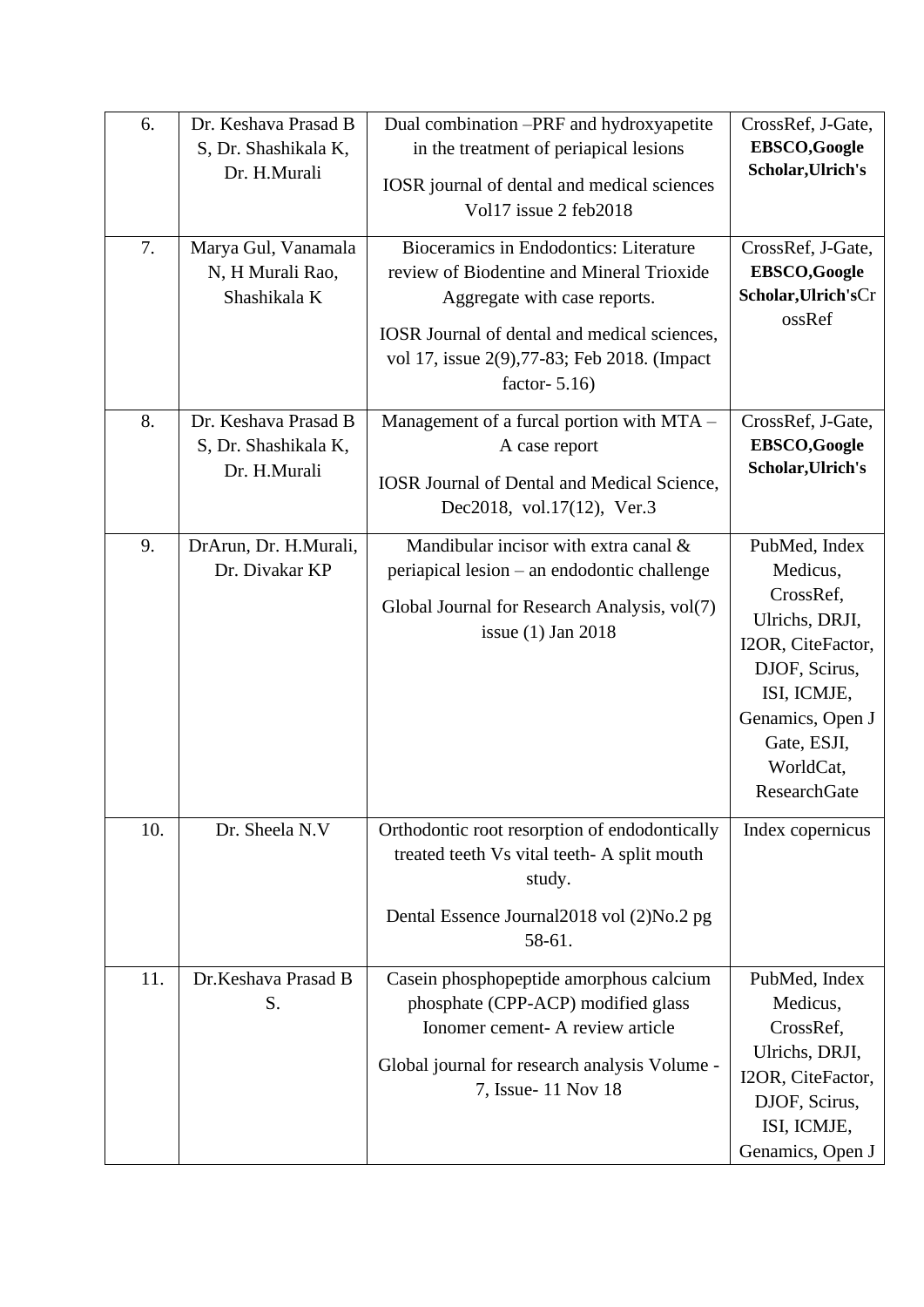| 6. | Dr. Keshava Prasad B S, Dr. Shashikala K, Dr. H.Murali | Dual combination –PRF and hydroxyapetite in the treatment of periapical lesions<br><br>IOSR journal of dental and medical sciences Vol17 issue 2 feb2018 | CrossRef, J-Gate, **EBSCO,Google Scholar,Ulrich's** |
|---|---|---|---|
| 7. | Marya Gul, Vanamala N, H Murali Rao, Shashikala K | Bioceramics in Endodontics: Literature review of Biodentine and Mineral Trioxide Aggregate with case reports.<br><br>IOSR Journal of dental and medical sciences, vol 17, issue 2(9),77-83; Feb 2018. (Impact factor- 5.16) | CrossRef, J-Gate, **EBSCO,Google Scholar,Ulrich's**CrossRef |
| 8. | Dr. Keshava Prasad B S, Dr. Shashikala K, Dr. H.Murali | Management of a furcal portion with MTA – A case report<br><br>IOSR Journal of Dental and Medical Science, Dec2018, vol.17(12), Ver.3 | CrossRef, J-Gate, **EBSCO,Google Scholar,Ulrich's** |
| 9. | DrArun, Dr. H.Murali, Dr. Divakar KP | Mandibular incisor with extra canal & periapical lesion – an endodontic challenge<br><br>Global Journal for Research Analysis, vol(7) issue (1) Jan 2018 | PubMed, Index Medicus, CrossRef, Ulrichs, DRJI, I2OR, CiteFactor, DJOF, Scirus, ISI, ICMJE, Genamics, Open J Gate, ESJI, WorldCat, ResearchGate |
| 10. | Dr. Sheela N.V | Orthodontic root resorption of endodontically treated teeth Vs vital teeth- A split mouth study.<br><br>Dental Essence Journal2018 vol (2)No.2 pg 58-61. | Index copernicus |
| 11. | Dr.Keshava Prasad B S. | Casein phosphopeptide amorphous calcium phosphate (CPP-ACP) modified glass Ionomer cement- A review article<br><br>Global journal for research analysis Volume - 7, Issue- 11 Nov 18 | PubMed, Index Medicus, CrossRef, Ulrichs, DRJI, I2OR, CiteFactor, DJOF, Scirus, ISI, ICMJE, Genamics, Open J |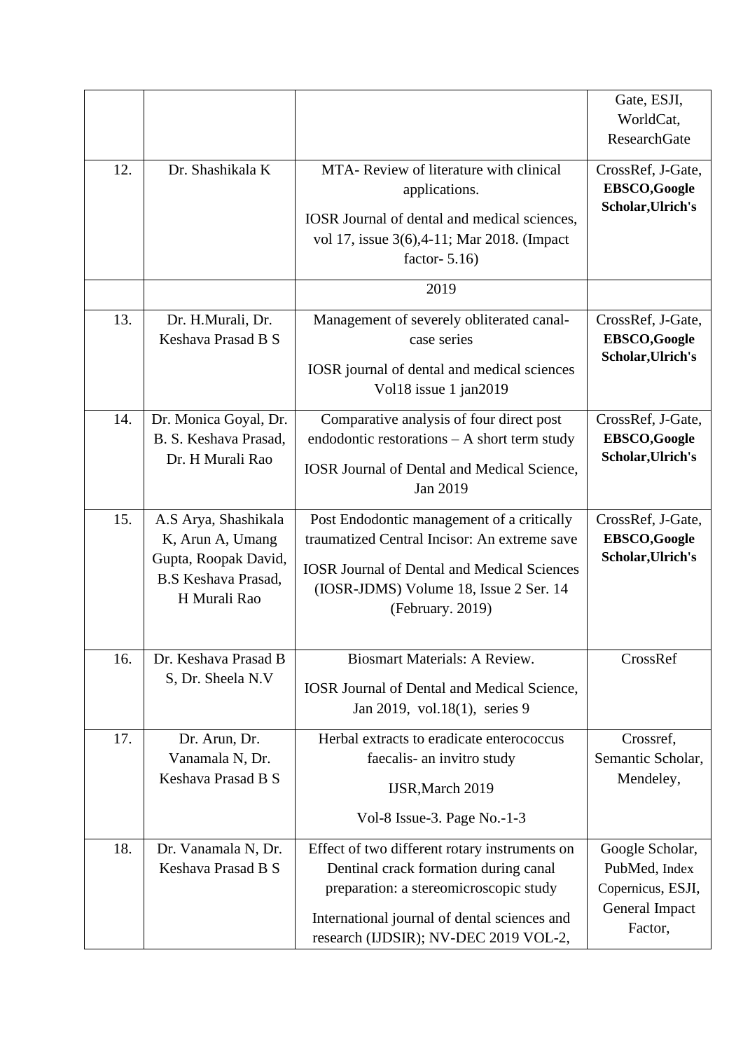| | | | Gate, ESJI, WorldCat, ResearchGate |
|---|---|---|---|
| 12. | Dr. Shashikala K | MTA- Review of literature with clinical applications. IOSR Journal of dental and medical sciences, vol 17, issue 3(6),4-11; Mar 2018. (Impact factor- 5.16) | CrossRef, J-Gate, **EBSCO,Google Scholar,Ulrich's** |
| | | 2019 | |
| 13. | Dr. H.Murali, Dr. Keshava Prasad B S | Management of severely obliterated canal- case series IOSR journal of dental and medical sciences Vol18 issue 1 jan2019 | CrossRef, J-Gate, **EBSCO,Google Scholar,Ulrich's** |
| 14. | Dr. Monica Goyal, Dr. B. S. Keshava Prasad, Dr. H Murali Rao | Comparative analysis of four direct post endodontic restorations – A short term study IOSR Journal of Dental and Medical Science, Jan 2019 | CrossRef, J-Gate, **EBSCO,Google Scholar,Ulrich's** |
| 15. | A.S Arya, Shashikala K, Arun A, Umang Gupta, Roopak David, B.S Keshava Prasad, H Murali Rao | Post Endodontic management of a critically traumatized Central Incisor: An extreme save IOSR Journal of Dental and Medical Sciences (IOSR-JDMS) Volume 18, Issue 2 Ser. 14 (February. 2019) | CrossRef, J-Gate, **EBSCO,Google Scholar,Ulrich's** |
| 16. | Dr. Keshava Prasad B S, Dr. Sheela N.V | Biosmart Materials: A Review. IOSR Journal of Dental and Medical Science, Jan 2019, vol.18(1), series 9 | CrossRef |
| 17. | Dr. Arun, Dr. Vanamala N, Dr. Keshava Prasad B S | Herbal extracts to eradicate enterococcus faecalis- an invitro study IJSR,March 2019 Vol-8 Issue-3. Page No.-1-3 | Crossref, Semantic Scholar, Mendeley, |
| 18. | Dr. Vanamala N, Dr. Keshava Prasad B S | Effect of two different rotary instruments on Dentinal crack formation during canal preparation: a stereomicroscopic study International journal of dental sciences and research (IJDSIR); NV-DEC 2019 VOL-2, | Google Scholar, PubMed, Index Copernicus, ESJI, General Impact Factor, |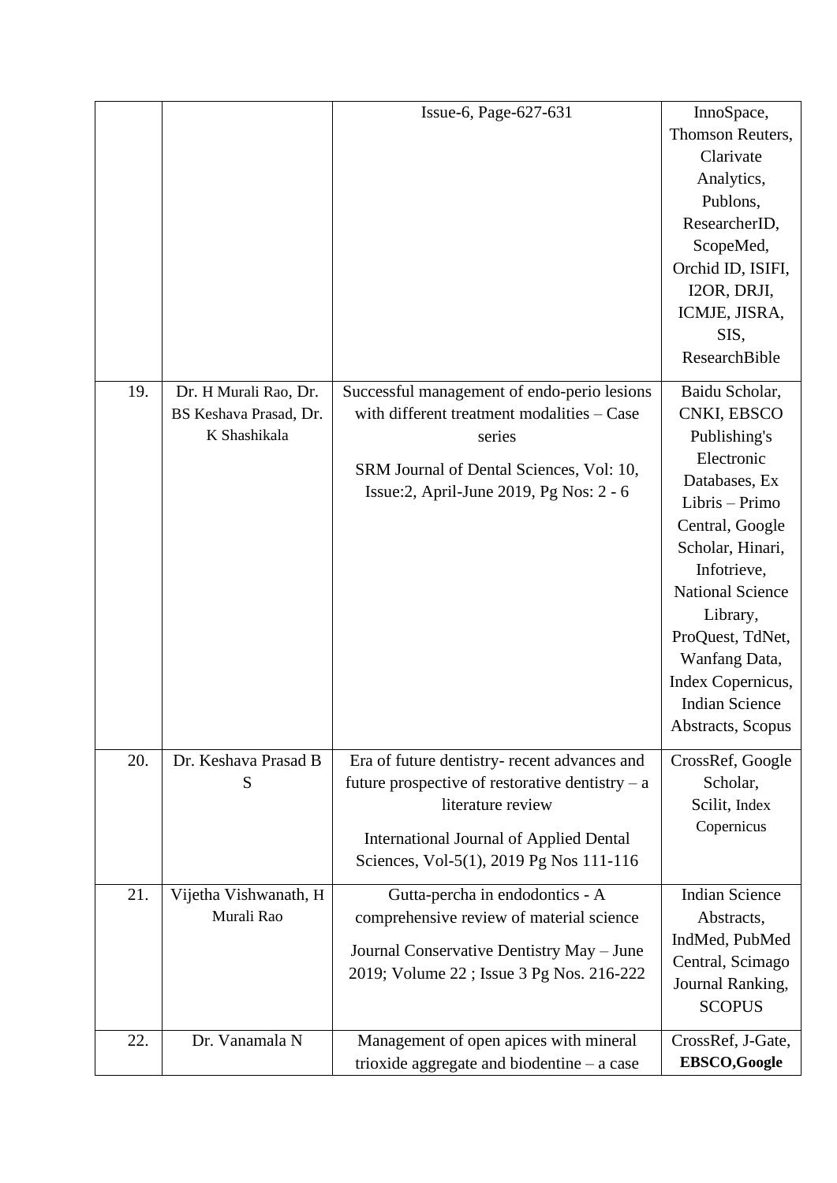| | | | |
|---|---|---|---|
| | | Issue-6, Page-627-631 | InnoSpace, Thomson Reuters, Clarivate Analytics, Publons, ResearcherID, ScopeMed, Orchid ID, ISIFI, I2OR, DRJI, ICMJE, JISRA, SIS, ResearchBible |
| 19. | Dr. H Murali Rao, Dr. BS Keshava Prasad, Dr. K Shashikala | Successful management of endo-perio lesions with different treatment modalities – Case series<br><br>SRM Journal of Dental Sciences, Vol: 10, Issue:2, April-June 2019, Pg Nos: 2 - 6 | Baidu Scholar, CNKI, EBSCO Publishing's Electronic Databases, Ex Libris – Primo Central, Google Scholar, Hinari, Infotrieve, National Science Library, ProQuest, TdNet, Wanfang Data, Index Copernicus, Indian Science Abstracts, Scopus |
| 20. | Dr. Keshava Prasad B S | Era of future dentistry- recent advances and future prospective of restorative dentistry – a literature review<br><br>International Journal of Applied Dental Sciences, Vol-5(1), 2019 Pg Nos 111-116 | CrossRef, Google Scholar, Scilit, Index Copernicus |
| 21. | Vijetha Vishwanath, H Murali Rao | Gutta-percha in endodontics - A comprehensive review of material science<br><br>Journal Conservative Dentistry May – June 2019; Volume 22 ; Issue 3 Pg Nos. 216-222 | Indian Science Abstracts, IndMed, PubMed Central, Scimago Journal Ranking, SCOPUS |
| 22. | Dr. Vanamala N | Management of open apices with mineral trioxide aggregate and biodentine – a case | CrossRef, J-Gate, **EBSCO,Google** |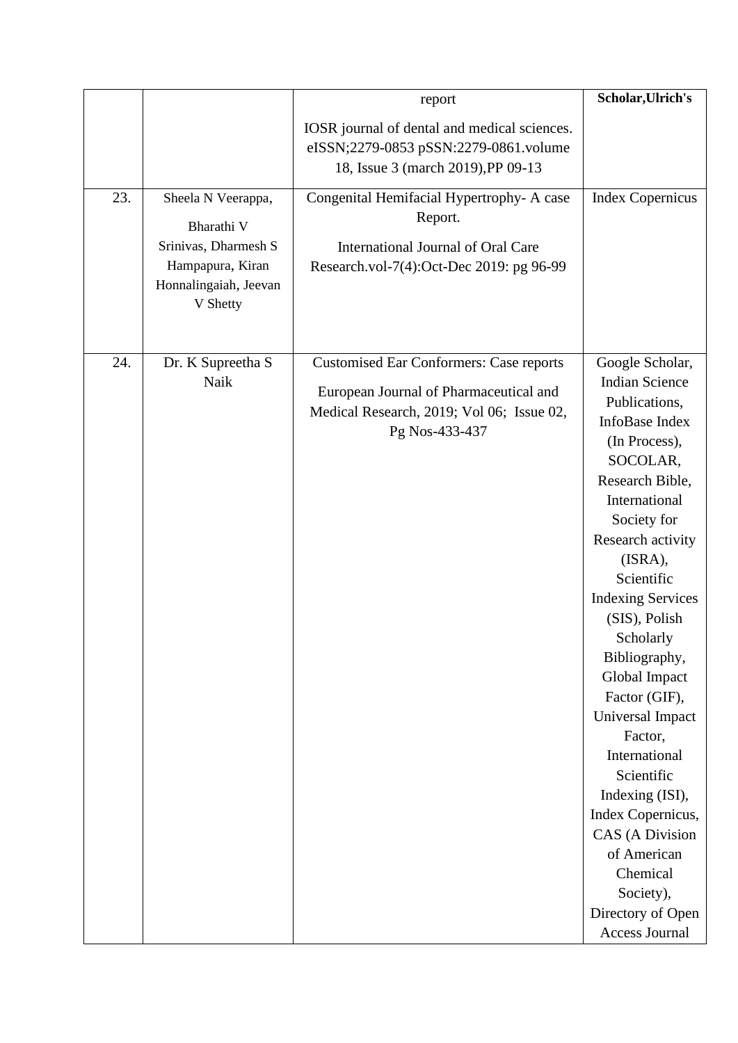| | | report<br>IOSR journal of dental and medical sciences. eISSN;2279-0853 pSSN:2279-0861.volume 18, Issue 3 (march 2019),PP 09-13 | **Scholar,Ulrich's** |
|---|---|---|---|
| 23. | Sheela N Veerappa, Bharathi V Srinivas, Dharmesh S Hampapura, Kiran Honnalingaiah, Jeevan V Shetty | Congenital Hemifacial Hypertrophy- A case Report.<br>International Journal of Oral Care Research.vol-7(4):Oct-Dec 2019: pg 96-99 | Index Copernicus |
| 24. | Dr. K Supreetha S Naik | Customised Ear Conformers: Case reports<br>European Journal of Pharmaceutical and Medical Research, 2019; Vol 06; Issue 02, Pg Nos-433-437 | Google Scholar, Indian Science Publications, InfoBase Index (In Process), SOCOLAR, Research Bible, International Society for Research activity (ISRA), Scientific Indexing Services (SIS), Polish Scholarly Bibliography, Global Impact Factor (GIF), Universal Impact Factor, International Scientific Indexing (ISI), Index Copernicus, CAS (A Division of American Chemical Society), Directory of Open Access Journal |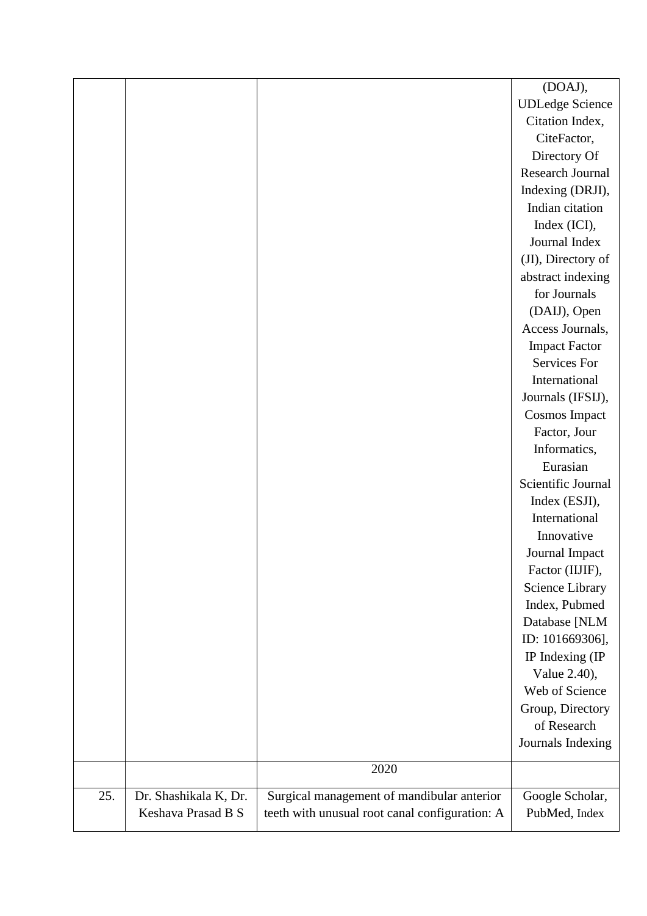| | | | (DOAJ), UDLedge Science Citation Index, CiteFactor, Directory Of Research Journal Indexing (DRJI), Indian citation Index (ICI), Journal Index (JI), Directory of abstract indexing for Journals (DAIJ), Open Access Journals, Impact Factor Services For International Journals (IFSIJ), Cosmos Impact Factor, Jour Informatics, Eurasian Scientific Journal Index (ESJI), International Innovative Journal Impact Factor (IIJIF), Science Library Index, Pubmed Database [NLM ID: 101669306], IP Indexing (IP Value 2.40), Web of Science Group, Directory of Research Journals Indexing |
|---|---|---|---|
| | | 2020 | |
| 25. | Dr. Shashikala K, Dr. Keshava Prasad B S | Surgical management of mandibular anterior teeth with unusual root canal configuration: A | Google Scholar, PubMed, Index |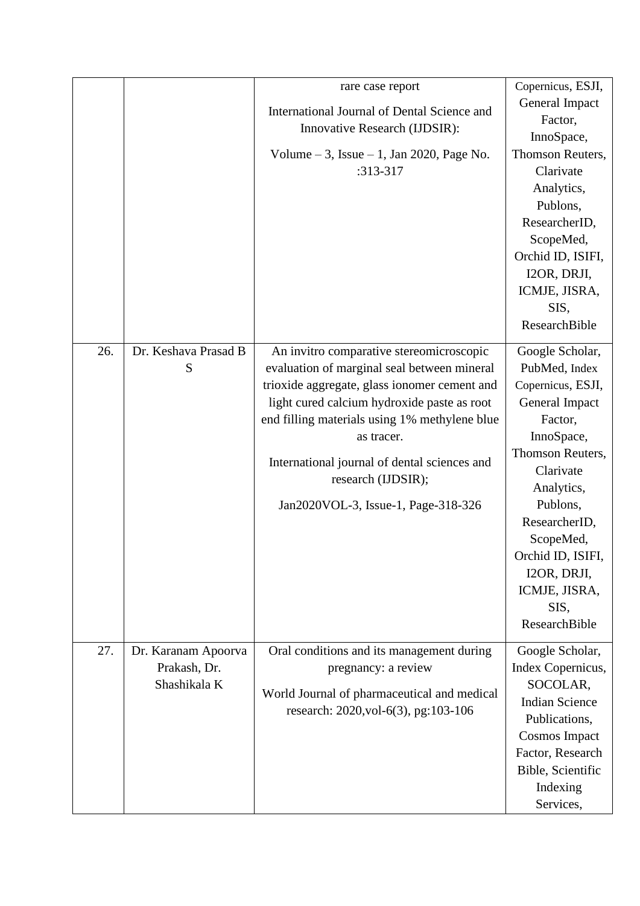| | | | |
|---|---|---|---|
| | | rare case report<br>International Journal of Dental Science and Innovative Research (IJDSIR):<br>Volume – 3, Issue – 1, Jan 2020, Page No. :313-317 | Copernicus, ESJI, General Impact Factor, InnoSpace, Thomson Reuters, Clarivate Analytics, Publons, ResearcherID, ScopeMed, Orchid ID, ISIFI, I2OR, DRJI, ICMJE, JISRA, SIS, ResearchBible |
| 26. | Dr. Keshava Prasad B S | An invitro comparative stereomicroscopic evaluation of marginal seal between mineral trioxide aggregate, glass ionomer cement and light cured calcium hydroxide paste as root end filling materials using 1% methylene blue as tracer.<br>International journal of dental sciences and research (IJDSIR);<br>Jan2020VOL-3, Issue-1, Page-318-326 | Google Scholar, PubMed, Index Copernicus, ESJI, General Impact Factor, InnoSpace, Thomson Reuters, Clarivate Analytics, Publons, ResearcherID, ScopeMed, Orchid ID, ISIFI, I2OR, DRJI, ICMJE, JISRA, SIS, ResearchBible |
| 27. | Dr. Karanam Apoorva Prakash, Dr. Shashikala K | Oral conditions and its management during pregnancy: a review<br>World Journal of pharmaceutical and medical research: 2020,vol-6(3), pg:103-106 | Google Scholar, Index Copernicus, SOCOLAR, Indian Science Publications, Cosmos Impact Factor, Research Bible, Scientific Indexing Services, |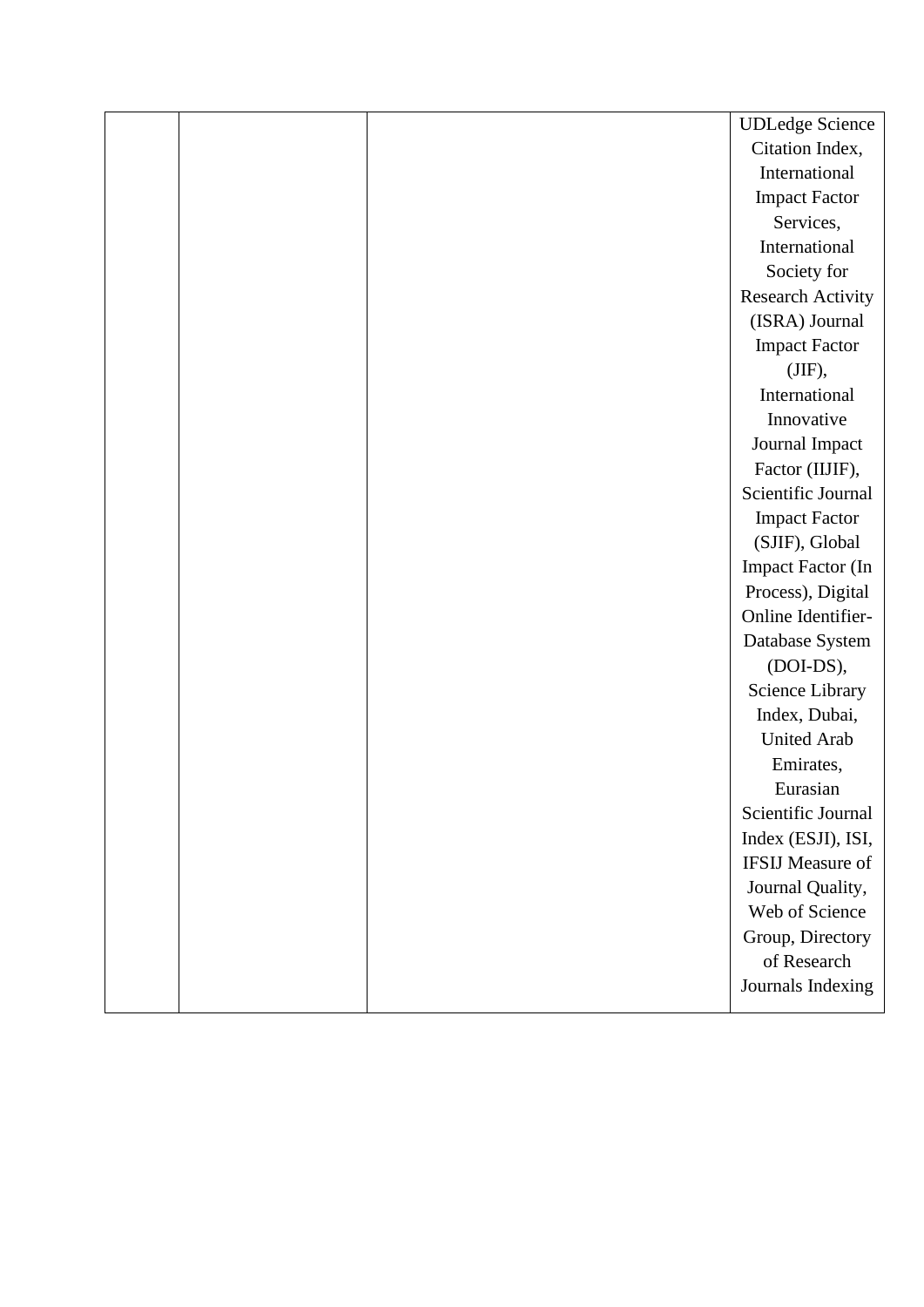| | | | |
|---|---|---|---|
| | | | UDLedge Science Citation Index, International Impact Factor Services, International Society for Research Activity (ISRA) Journal Impact Factor (JIF), International Innovative Journal Impact Factor (IIJIF), Scientific Journal Impact Factor (SJIF), Global Impact Factor (In Process), Digital Online Identifier-Database System (DOI-DS), Science Library Index, Dubai, United Arab Emirates, Eurasian Scientific Journal Index (ESJI), ISI, IFSIJ Measure of Journal Quality, Web of Science Group, Directory of Research Journals Indexing |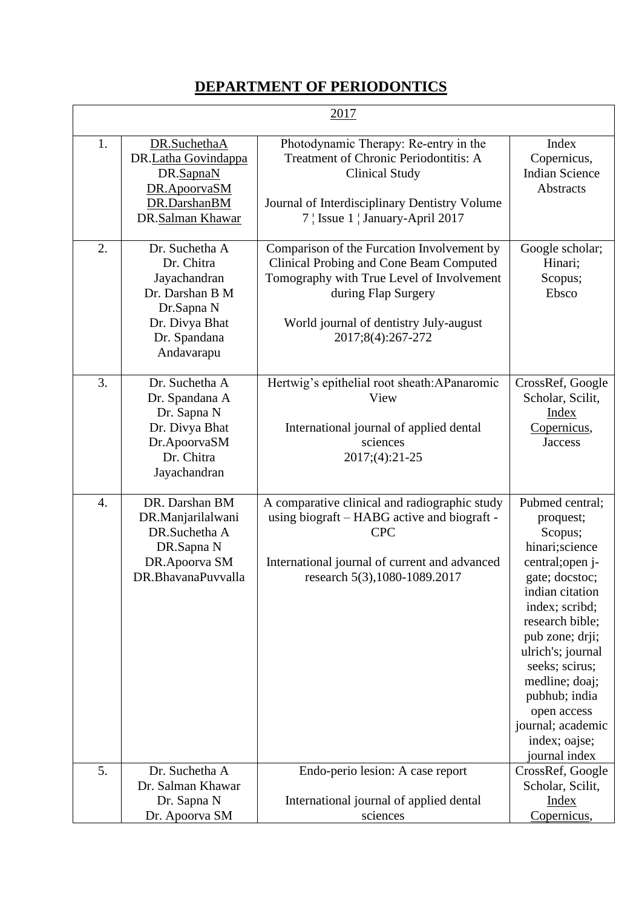# DEPARTMENT OF PERIODONTICS

| 2017 | | | |
|---|---|---|---|
| 1. | DR.SuchethaA<br>DR.Latha Govindappa<br>DR.SapnaN<br>DR.ApoorvaSM<br>DR.DarshanBM<br>DR.Salman Khawar | Photodynamic Therapy: Re-entry in the Treatment of Chronic Periodontitis: A Clinical Study<br><br>Journal of Interdisciplinary Dentistry Volume 7 ¦ Issue 1 ¦ January-April 2017 | Index Copernicus, Indian Science Abstracts |
| 2. | Dr. Suchetha A<br>Dr. Chitra Jayachandran<br>Dr. Darshan B M<br>Dr.Sapna N<br>Dr. Divya Bhat<br>Dr. Spandana Andavarapu | Comparison of the Furcation Involvement by Clinical Probing and Cone Beam Computed Tomography with True Level of Involvement during Flap Surgery<br><br>World journal of dentistry July-august 2017;8(4):267-272 | Google scholar; Hinari; Scopus; Ebsco |
| 3. | Dr. Suchetha A<br>Dr. Spandana A<br>Dr. Sapna N<br>Dr. Divya Bhat<br>Dr.ApoorvaSM<br>Dr. Chitra Jayachandran | Hertwig's epithelial root sheath:APanaromic View<br><br>International journal of applied dental sciences<br>2017;(4):21-25 | CrossRef, Google Scholar, Scilit, Index Copernicus, Jaccess |
| 4. | DR. Darshan BM<br>DR.Manjarilalwani<br>DR.Suchetha A<br>DR.Sapna N<br>DR.Apoorva SM<br>DR.BhavanaPuvvalla | A comparative clinical and radiographic study using biograft – HABG active and biograft -CPC<br><br>International journal of current and advanced research 5(3),1080-1089.2017 | Pubmed central; proquest; Scopus; hinari;science central;open j-gate; docstoc; indian citation index; scribd; research bible; pub zone; drji; ulrich's; journal seeks; scirus; medline; doaj; pubhub; india open access journal; academic index; oajse; journal index |
| 5. | Dr. Suchetha A<br>Dr. Salman Khawar<br>Dr. Sapna N<br>Dr. Apoorva SM | Endo-perio lesion: A case report<br><br>International journal of applied dental sciences | CrossRef, Google Scholar, Scilit, Index Copernicus, |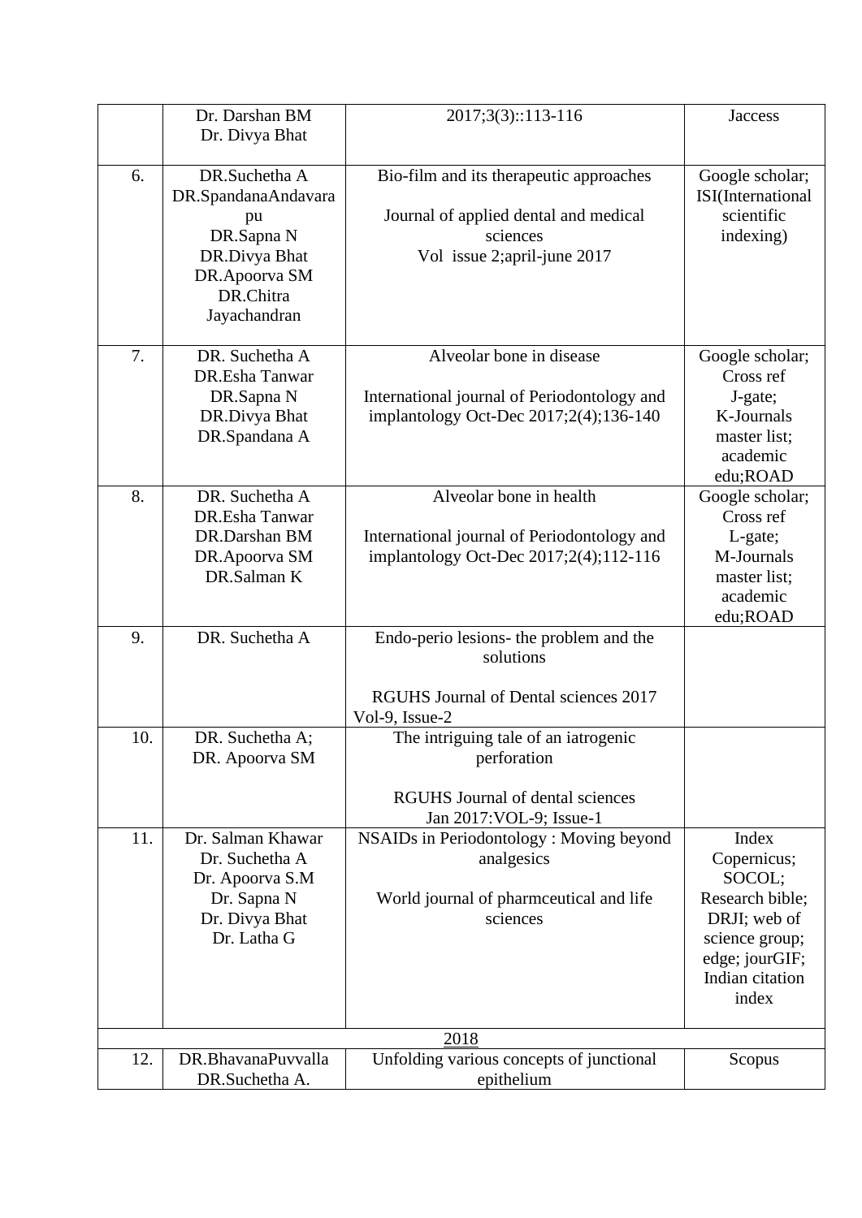|  |  |  |  |
|---|---|---|---|
|  | Dr. Darshan BM<br>Dr. Divya Bhat | 2017;3(3)::113-116 | Jaccess |
| 6. | DR.Suchetha A<br>DR.SpandanaAndavarapu<br>DR.Sapna N<br>DR.Divya Bhat<br>DR.Apoorva SM<br>DR.Chitra Jayachandran | Bio-film and its therapeutic approaches<br><br>Journal of applied dental and medical sciences<br>Vol issue 2;april-june 2017 | Google scholar; ISI(International scientific indexing) |
| 7. | DR. Suchetha A<br>DR.Esha Tanwar<br>DR.Sapna N<br>DR.Divya Bhat<br>DR.Spandana A | Alveolar bone in disease<br><br>International journal of Periodontology and implantology Oct-Dec 2017;2(4);136-140 | Google scholar; Cross ref<br>J-gate;<br>K-Journals master list;<br>academic edu;ROAD |
| 8. | DR. Suchetha A<br>DR.Esha Tanwar<br>DR.Darshan BM<br>DR.Apoorva SM<br>DR.Salman K | Alveolar bone in health<br><br>International journal of Periodontology and implantology Oct-Dec 2017;2(4);112-116 | Google scholar; Cross ref<br>L-gate;<br>M-Journals master list;<br>academic edu;ROAD |
| 9. | DR. Suchetha A | Endo-perio lesions- the problem and the solutions<br><br>RGUHS Journal of Dental sciences 2017 Vol-9, Issue-2 |  |
| 10. | DR. Suchetha A;<br>DR. Apoorva SM | The intriguing tale of an iatrogenic perforation<br><br>RGUHS Journal of dental sciences Jan 2017:VOL-9; Issue-1 |  |
| 11. | Dr. Salman Khawar<br>Dr. Suchetha A<br>Dr. Apoorva S.M<br>Dr. Sapna N<br>Dr. Divya Bhat<br>Dr. Latha G | NSAIDs in Periodontology : Moving beyond analgesics<br><br>World journal of pharmceutical and life sciences | Index Copernicus;<br>SOCOL;<br>Research bible;<br>DRJI; web of science group;<br>edge; jourGIF;<br>Indian citation index |
| 2018 |  |  |  |
| 12. | DR.BhavanaPuvvalla<br>DR.Suchetha A. | Unfolding various concepts of junctional epithelium | Scopus |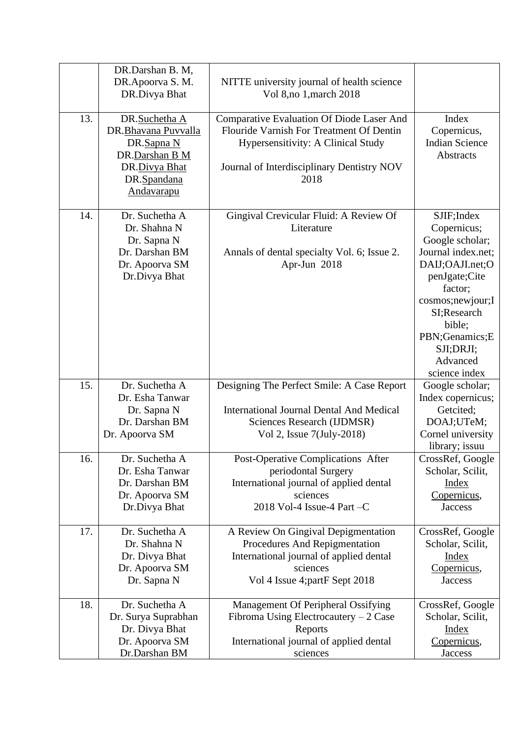|  |  |  |  |
|---|---|---|---|
|  | DR.Darshan B. M, DR.Apoorva S. M. DR.Divya Bhat | NITTE university journal of health science Vol 8,no 1,march 2018 |  |
| 13. | DR.Suchetha A DR.Bhavana Puvvalla DR.Sapna N DR.Darshan B M DR.Divya Bhat DR.Spandana Andavarapu | Comparative Evaluation Of Diode Laser And Flouride Varnish For Treatment Of Dentin Hypersensitivity: A Clinical Study<br><br>Journal of Interdisciplinary Dentistry NOV 2018 | Index Copernicus, Indian Science Abstracts |
| 14. | Dr. Suchetha A Dr. Shahna N Dr. Sapna N Dr. Darshan BM Dr. Apoorva SM Dr.Divya Bhat | Gingival Crevicular Fluid: A Review Of Literature<br><br>Annals of dental specialty Vol. 6; Issue 2. Apr-Jun 2018 | SJIF;Index Copernicus; Google scholar; Journal index.net; DAIJ;OAJI.net;OpenJgate;Cite factor; cosmos;newjour;ISI;Research bible; PBN;Genamics;ESJI;DRJI; Advanced science index |
| 15. | Dr. Suchetha A Dr. Esha Tanwar Dr. Sapna N Dr. Darshan BM Dr. Apoorva SM | Designing The Perfect Smile: A Case Report<br><br>International Journal Dental And Medical Sciences Research (IJDMSR) Vol 2, Issue 7(July-2018) | Google scholar; Index copernicus; Getcited; DOAJ;UTeM; Cornel university library; issuu |
| 16. | Dr. Suchetha A Dr. Esha Tanwar Dr. Darshan BM Dr. Apoorva SM Dr.Divya Bhat | Post-Operative Complications After periodontal Surgery<br>International journal of applied dental sciences<br>2018 Vol-4 Issue-4 Part –C | CrossRef, Google Scholar, Scilit, Index Copernicus, Jaccess |
| 17. | Dr. Suchetha A Dr. Shahna N Dr. Divya Bhat Dr. Apoorva SM Dr. Sapna N | A Review On Gingival Depigmentation Procedures And Repigmentation<br>International journal of applied dental sciences<br>Vol 4 Issue 4;partF Sept 2018 | CrossRef, Google Scholar, Scilit, Index Copernicus, Jaccess |
| 18. | Dr. Suchetha A Dr. Surya Suprabhan Dr. Divya Bhat Dr. Apoorva SM Dr.Darshan BM | Management Of Peripheral Ossifying Fibroma Using Electrocautery – 2 Case Reports<br>International journal of applied dental sciences | CrossRef, Google Scholar, Scilit, Index Copernicus, Jaccess |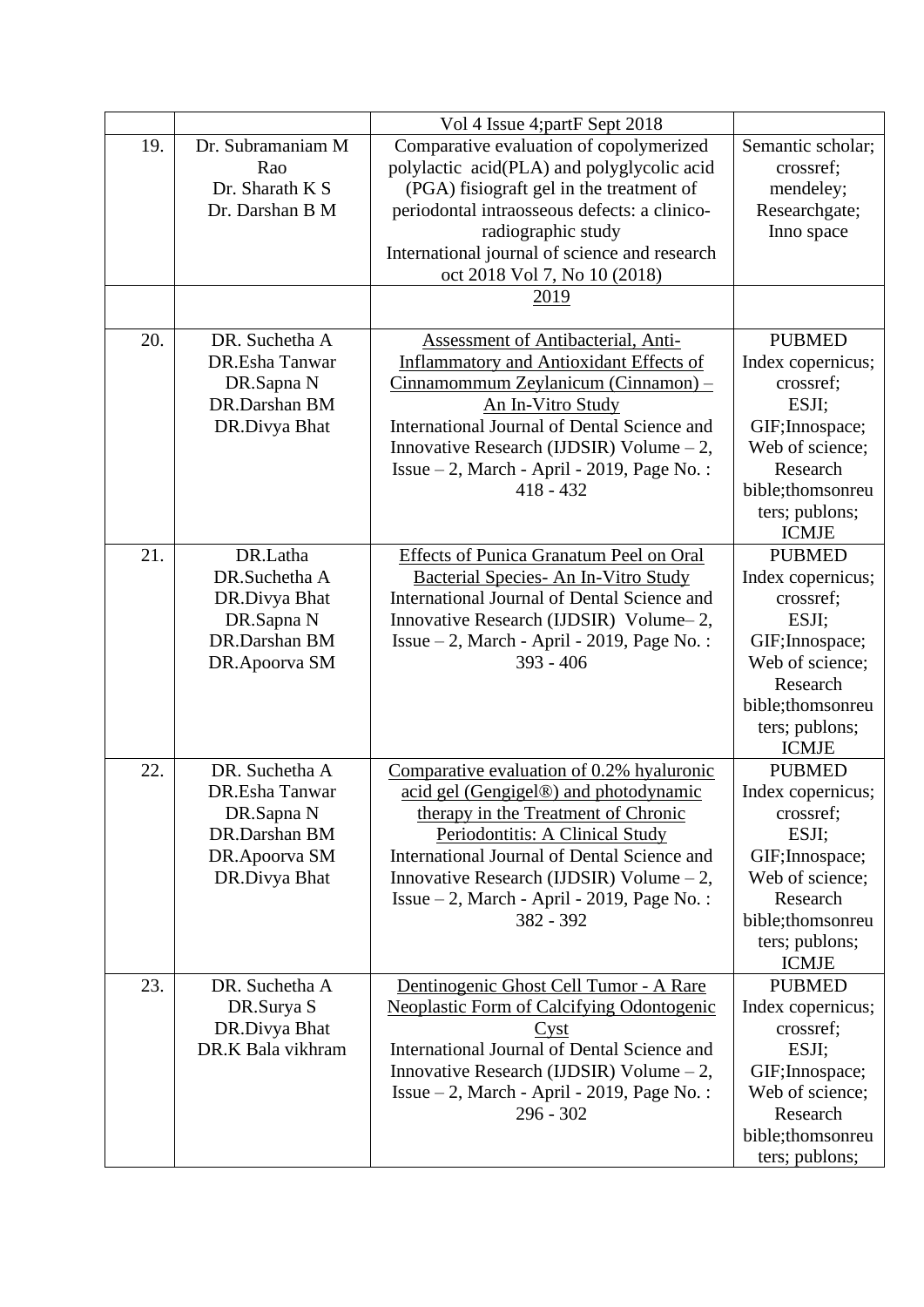| | | Vol 4 Issue 4;partF Sept 2018 | |
|---|---|---|---|
| 19. | Dr. Subramaniam M Rao<br>Dr. Sharath K S<br>Dr. Darshan B M | Comparative evaluation of copolymerized polylactic acid(PLA) and polyglycolic acid (PGA) fisiograft gel in the treatment of periodontal intraosseous defects: a clinico-radiographic study<br>International journal of science and research oct 2018 Vol 7, No 10 (2018) | Semantic scholar; crossref; mendeley; Researchgate; Inno space |
| | | 2019 | |
| 20. | DR. Suchetha A<br>DR.Esha Tanwar<br>DR.Sapna N<br>DR.Darshan BM<br>DR.Divya Bhat | Assessment of Antibacterial, Anti-Inflammatory and Antioxidant Effects of Cinnamommum Zeylanicum (Cinnamon) – An In-Vitro Study<br>International Journal of Dental Science and Innovative Research (IJDSIR) Volume – 2, Issue – 2, March - April - 2019, Page No. : 418 - 432 | PUBMED<br>Index copernicus; crossref;<br>ESJI;<br>GIF;Innospace;<br>Web of science;<br>Research bible;thomsonreuters; publons;<br>ICMJE |
| 21. | DR.Latha<br>DR.Suchetha A<br>DR.Divya Bhat<br>DR.Sapna N<br>DR.Darshan BM<br>DR.Apoorva SM | Effects of Punica Granatum Peel on Oral Bacterial Species- An In-Vitro Study<br>International Journal of Dental Science and Innovative Research (IJDSIR) Volume– 2, Issue – 2, March - April - 2019, Page No. : 393 - 406 | PUBMED<br>Index copernicus; crossref;<br>ESJI;<br>GIF;Innospace;<br>Web of science;<br>Research bible;thomsonreuters; publons;<br>ICMJE |
| 22. | DR. Suchetha A<br>DR.Esha Tanwar<br>DR.Sapna N<br>DR.Darshan BM<br>DR.Apoorva SM<br>DR.Divya Bhat | Comparative evaluation of 0.2% hyaluronic acid gel (Gengigel®) and photodynamic therapy in the Treatment of Chronic Periodontitis: A Clinical Study<br>International Journal of Dental Science and Innovative Research (IJDSIR) Volume – 2, Issue – 2, March - April - 2019, Page No. : 382 - 392 | PUBMED<br>Index copernicus; crossref;<br>ESJI;<br>GIF;Innospace;<br>Web of science;<br>Research bible;thomsonreuters; publons;<br>ICMJE |
| 23. | DR. Suchetha A<br>DR.Surya S<br>DR.Divya Bhat<br>DR.K Bala vikhram | Dentinogenic Ghost Cell Tumor - A Rare Neoplastic Form of Calcifying Odontogenic Cyst<br>International Journal of Dental Science and Innovative Research (IJDSIR) Volume – 2, Issue – 2, March - April - 2019, Page No. : 296 - 302 | PUBMED<br>Index copernicus; crossref;<br>ESJI;<br>GIF;Innospace;<br>Web of science;<br>Research bible;thomsonreuters; publons; |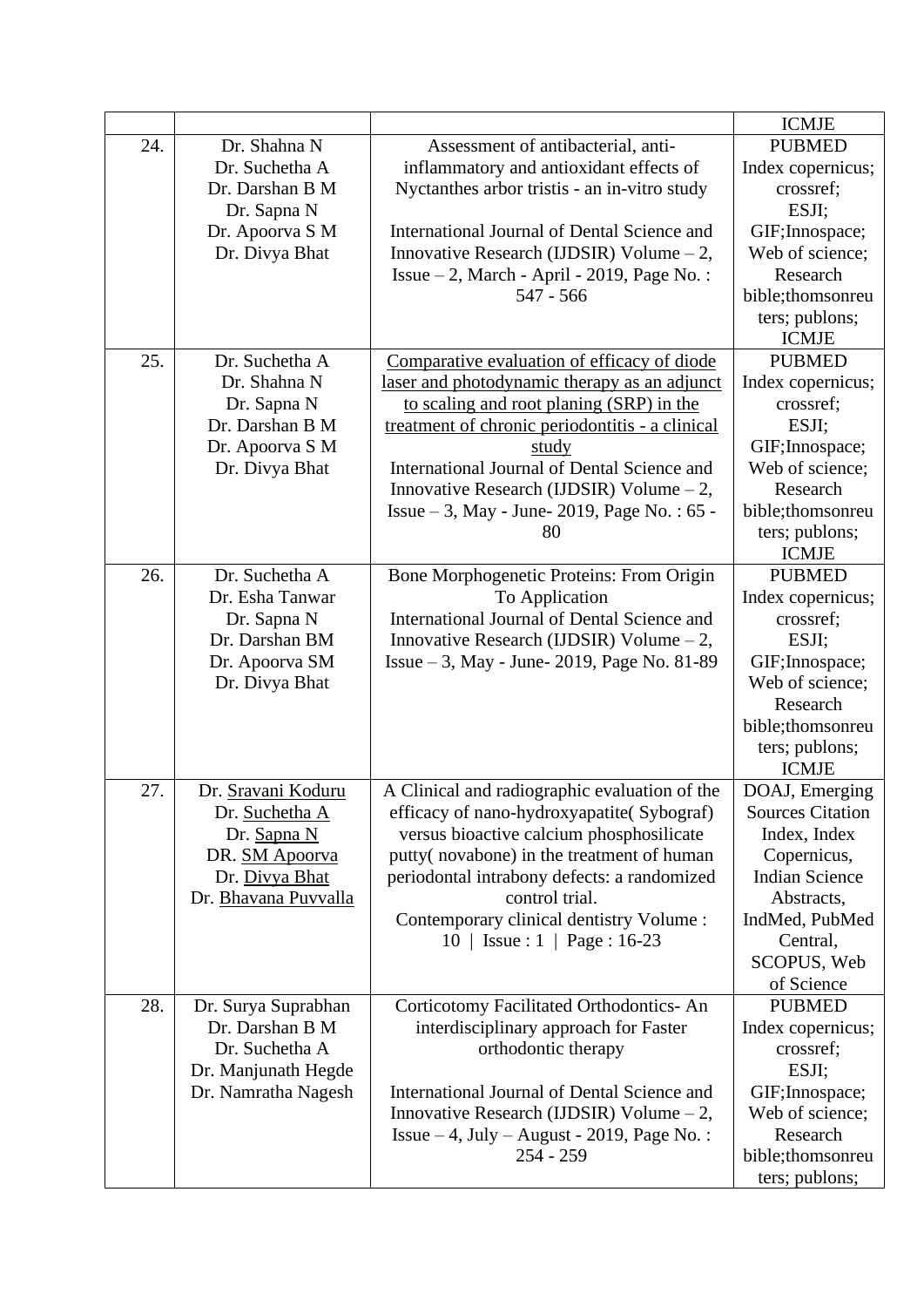| | | | ICMJE |
|---|---|---|---|
| 24. | Dr. Shahna N<br>Dr. Suchetha A<br>Dr. Darshan B M<br>Dr. Sapna N<br>Dr. Apoorva S M<br>Dr. Divya Bhat | Assessment of antibacterial, anti-inflammatory and antioxidant effects of Nyctanthes arbor tristis - an in-vitro study<br><br>International Journal of Dental Science and Innovative Research (IJDSIR) Volume – 2, Issue – 2, March - April - 2019, Page No. : 547 - 566 | PUBMED<br>Index copernicus;<br>crossref;<br>ESJI;<br>GIF;Innospace;<br>Web of science;<br>Research bible;thomsonreuters; publons;<br>ICMJE |
| 25. | Dr. Suchetha A<br>Dr. Shahna N<br>Dr. Sapna N<br>Dr. Darshan B M<br>Dr. Apoorva S M<br>Dr. Divya Bhat | Comparative evaluation of efficacy of diode laser and photodynamic therapy as an adjunct to scaling and root planing (SRP) in the treatment of chronic periodontitis - a clinical study<br>International Journal of Dental Science and Innovative Research (IJDSIR) Volume – 2, Issue – 3, May - June- 2019, Page No. : 65 - 80 | PUBMED<br>Index copernicus;<br>crossref;<br>ESJI;<br>GIF;Innospace;<br>Web of science;<br>Research bible;thomsonreuters; publons;<br>ICMJE |
| 26. | Dr. Suchetha A<br>Dr. Esha Tanwar<br>Dr. Sapna N<br>Dr. Darshan BM<br>Dr. Apoorva SM<br>Dr. Divya Bhat | Bone Morphogenetic Proteins: From Origin To Application<br>International Journal of Dental Science and Innovative Research (IJDSIR) Volume – 2, Issue – 3, May - June- 2019, Page No. 81-89 | PUBMED<br>Index copernicus;<br>crossref;<br>ESJI;<br>GIF;Innospace;<br>Web of science;<br>Research bible;thomsonreuters; publons;<br>ICMJE |
| 27. | Dr. Sravani Koduru<br>Dr. Suchetha A<br>Dr. Sapna N<br>DR. SM Apoorva<br>Dr. Divya Bhat<br>Dr. Bhavana Puvvalla | A Clinical and radiographic evaluation of the efficacy of nano-hydroxyapatite( Sybograf) versus bioactive calcium phosphosilicate putty( novabone) in the treatment of human periodontal intrabony defects: a randomized control trial.<br>Contemporary clinical dentistry Volume : 10 \| Issue : 1 \| Page : 16-23 | DOAJ, Emerging Sources Citation Index, Index Copernicus, Indian Science Abstracts, IndMed, PubMed Central, SCOPUS, Web of Science |
| 28. | Dr. Surya Suprabhan<br>Dr. Darshan B M<br>Dr. Suchetha A<br>Dr. Manjunath Hegde<br>Dr. Namratha Nagesh | Corticotomy Facilitated Orthodontics- An interdisciplinary approach for Faster orthodontic therapy<br><br>International Journal of Dental Science and Innovative Research (IJDSIR) Volume – 2, Issue – 4, July – August - 2019, Page No. : 254 - 259 | PUBMED<br>Index copernicus;<br>crossref;<br>ESJI;<br>GIF;Innospace;<br>Web of science;<br>Research bible;thomsonreuters; publons; |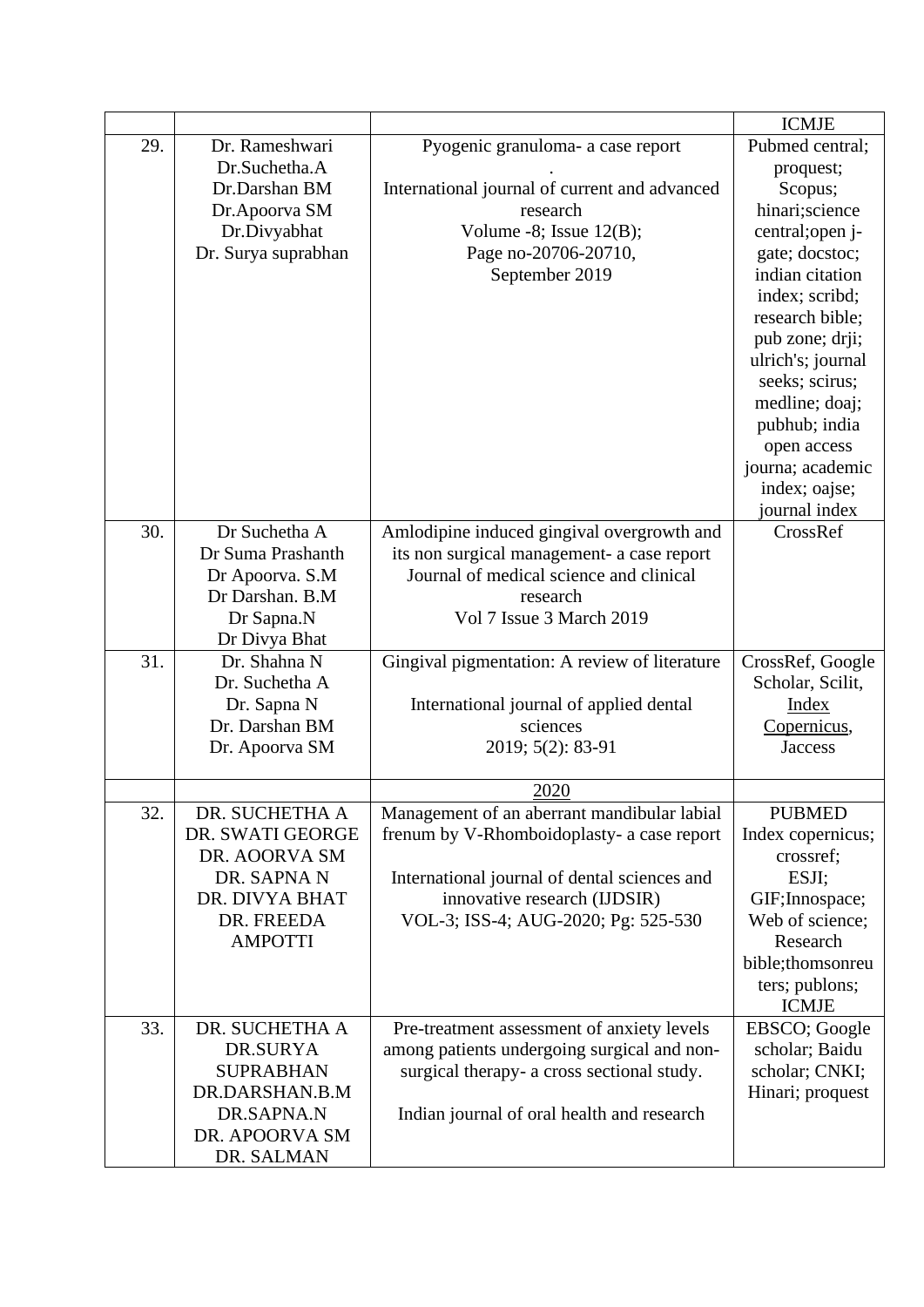| | | | ICMJE |
|---|---|---|---|
| 29. | Dr. Rameshwari<br>Dr.Suchetha.A<br>Dr.Darshan BM<br>Dr.Apoorva SM<br>Dr.Divyabhat<br>Dr. Surya suprabhan | Pyogenic granuloma- a case report<br>.<br>International journal of current and advanced research<br>Volume -8; Issue 12(B);<br>Page no-20706-20710,<br>September 2019 | Pubmed central; proquest; Scopus; hinari;science central;open j-gate; docstoc; indian citation index; scribd; research bible; pub zone; drji; ulrich's; journal seeks; scirus; medline; doaj; pubhub; india open access journa; academic index; oajse; journal index |
| 30. | Dr Suchetha A<br>Dr Suma Prashanth<br>Dr Apoorva. S.M<br>Dr Darshan. B.M<br>Dr Sapna.N<br>Dr Divya Bhat | Amlodipine induced gingival overgrowth and its non surgical management- a case report<br>Journal of medical science and clinical research<br>Vol 7 Issue 3 March 2019 | CrossRef |
| 31. | Dr. Shahna N<br>Dr. Suchetha A<br>Dr. Sapna N<br>Dr. Darshan BM<br>Dr. Apoorva SM | Gingival pigmentation: A review of literature<br><br>International journal of applied dental sciences<br>2019; 5(2): 83-91 | CrossRef, Google Scholar, Scilit, Index Copernicus, Jaccess |
| | | 2020 | |
| 32. | DR. SUCHETHA A<br>DR. SWATI GEORGE<br>DR. AOORVA SM<br>DR. SAPNA N<br>DR. DIVYA BHAT<br>DR. FREEDA AMPOTTI | Management of an aberrant mandibular labial frenum by V-Rhomboidoplasty- a case report<br><br>International journal of dental sciences and innovative research (IJDSIR)<br>VOL-3; ISS-4; AUG-2020; Pg: 525-530 | PUBMED<br>Index copernicus; crossref; ESJI; GIF;Innospace; Web of science; Research bible;thomsonreuters; publons; ICMJE |
| 33. | DR. SUCHETHA A<br>DR.SURYA SUPRABHAN<br>DR.DARSHAN.B.M<br>DR.SAPNA.N<br>DR. APOORVA SM<br>DR. SALMAN | Pre-treatment assessment of anxiety levels among patients undergoing surgical and non-surgical therapy- a cross sectional study.<br><br>Indian journal of oral health and research | EBSCO; Google scholar; Baidu scholar; CNKI; Hinari; proquest |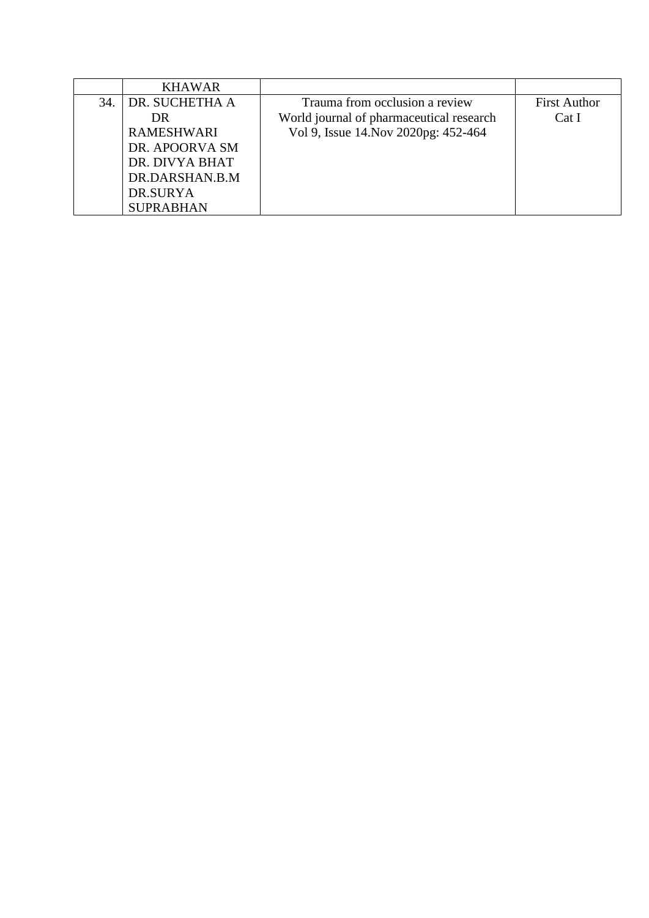| | | | |
|---|---|---|---|
| | KHAWAR | | |
| 34. | DR. SUCHETHA A<br>DR<br>RAMESHWARI<br>DR. APOORVA SM<br>DR. DIVYA BHAT<br>DR.DARSHAN.B.M<br>DR.SURYA<br>SUPRABHAN | Trauma from occlusion a review<br>World journal of pharmaceutical research<br>Vol 9, Issue 14.Nov 2020pg: 452-464 | First Author<br>Cat I |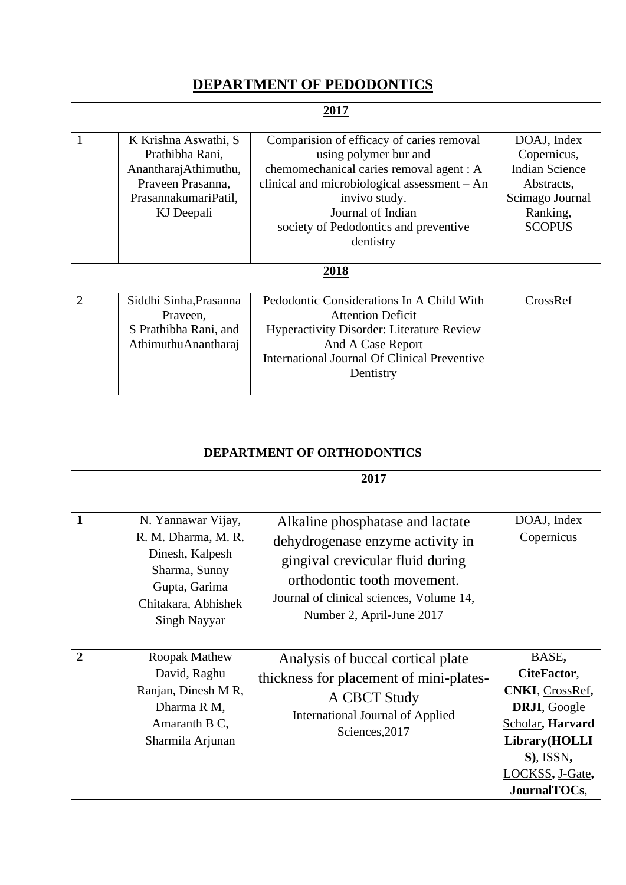## DEPARTMENT OF PEDODONTICS

| **2017** | | | |
|---|---|---|---|
| 1 | K Krishna Aswathi, S Prathibha Rani, AnantharajAthimuthu, Praveen Prasanna, PrasannakumariPatil, KJ Deepali | Comparision of efficacy of caries removal using polymer bur and chemomechanical caries removal agent : A clinical and microbiological assessment – An invivo study. Journal of Indian society of Pedodontics and preventive dentistry | DOAJ, Index Copernicus, Indian Science Abstracts, Scimago Journal Ranking, SCOPUS |
| **2018** | | | |
| 2 | Siddhi Sinha,Prasanna Praveen, S Prathibha Rani, and AthimuthuAnantharaj | Pedodontic Considerations In A Child With Attention Deficit Hyperactivity Disorder: Literature Review And A Case Report International Journal Of Clinical Preventive Dentistry | CrossRef |

### DEPARTMENT OF ORTHODONTICS

| | | **2017** | |
|---|---|---|---|
| **1** | N. Yannawar Vijay, R. M. Dharma, M. R. Dinesh, Kalpesh Sharma, Sunny Gupta, Garima Chitakara, Abhishek Singh Nayyar | Alkaline phosphatase and lactate dehydrogenase enzyme activity in gingival crevicular fluid during orthodontic tooth movement. Journal of clinical sciences, Volume 14, Number 2, April-June 2017 | DOAJ, Index Copernicus |
| **2** | Roopak Mathew David, Raghu Ranjan, Dinesh M R, Dharma R M, Amaranth B C, Sharmila Arjunan | Analysis of buccal cortical plate thickness for placement of mini-plates- A CBCT Study International Journal of Applied Sciences,2017 | BASE, **CiteFactor**, **CNKI**, CrossRef, **DRJI**, Google Scholar, **Harvard Library(HOLLIS)**, ISSN, LOCKSS, J-Gate, **JournalTOCs**, |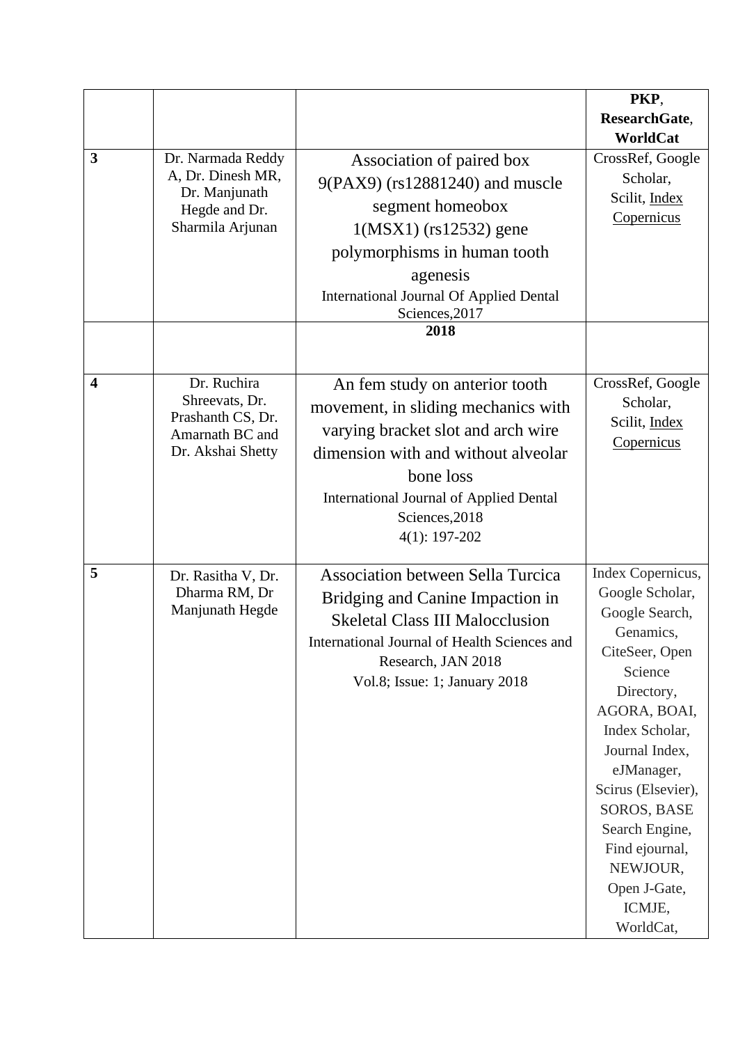| | | | PKP, ResearchGate, WorldCat |
|---|---|---|---|
| 3 | Dr. Narmada Reddy A, Dr. Dinesh MR, Dr. Manjunath Hegde and Dr. Sharmila Arjunan | Association of paired box 9(PAX9) (rs12881240) and muscle segment homeobox 1(MSX1) (rs12532) gene polymorphisms in human tooth agenesis<br>International Journal Of Applied Dental Sciences,2017 | CrossRef, Google Scholar, Scilit, Index Copernicus |
| | | **2018** | |
| 4 | Dr. Ruchira Shreevats, Dr. Prashanth CS, Dr. Amarnath BC and Dr. Akshai Shetty | An fem study on anterior tooth movement, in sliding mechanics with varying bracket slot and arch wire dimension with and without alveolar bone loss<br>International Journal of Applied Dental Sciences,2018<br>4(1): 197-202 | CrossRef, Google Scholar, Scilit, Index Copernicus |
| 5 | Dr. Rasitha V, Dr. Dharma RM, Dr Manjunath Hegde | Association between Sella Turcica Bridging and Canine Impaction in Skeletal Class III Malocclusion<br>International Journal of Health Sciences and Research, JAN 2018<br>Vol.8; Issue: 1; January 2018 | Index Copernicus, Google Scholar, Google Search, Genamics, CiteSeer, Open Science Directory, AGORA, BOAI, Index Scholar, Journal Index, eJManager, Scirus (Elsevier), SOROS, BASE Search Engine, Find ejournal, NEWJOUR, Open J-Gate, ICMJE, WorldCat, |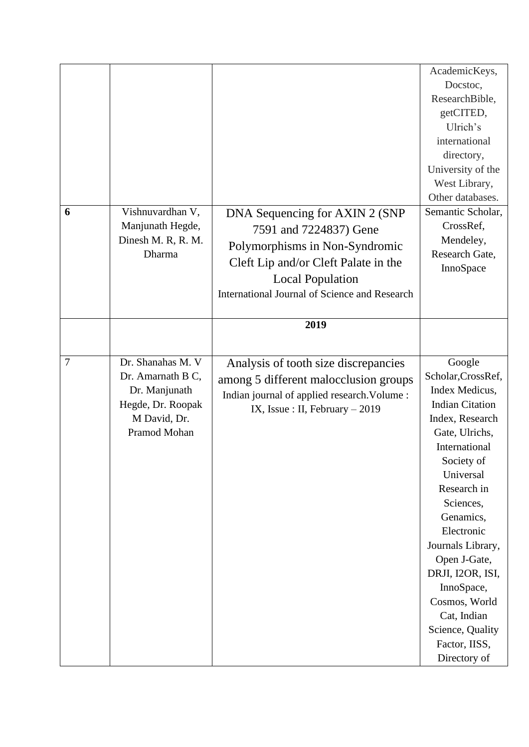|  |  |  |  |
|---|---|---|---|
|  |  |  | AcademicKeys, Docstoc, ResearchBible, getCITED, Ulrich's international directory, University of the West Library, Other databases. |
| **6** | Vishnuvardhan V, Manjunath Hegde, Dinesh M. R, R. M. Dharma | DNA Sequencing for AXIN 2 (SNP 7591 and 7224837) Gene Polymorphisms in Non-Syndromic Cleft Lip and/or Cleft Palate in the Local Population<br>International Journal of Science and Research | Semantic Scholar, CrossRef, Mendeley, Research Gate, InnoSpace |
|  |  | **2019** |  |
| 7 | Dr. Shanahas M. V Dr. Amarnath B C, Dr. Manjunath Hegde, Dr. Roopak M David, Dr. Pramod Mohan | Analysis of tooth size discrepancies among 5 different malocclusion groups<br>Indian journal of applied research.Volume : IX, Issue : II, February – 2019 | Google Scholar,CrossRef, Index Medicus, Indian Citation Index, Research Gate, Ulrichs, International Society of Universal Research in Sciences, Genamics, Electronic Journals Library, Open J-Gate, DRJI, I2OR, ISI, InnoSpace, Cosmos, World Cat, Indian Science, Quality Factor, IISS, Directory of |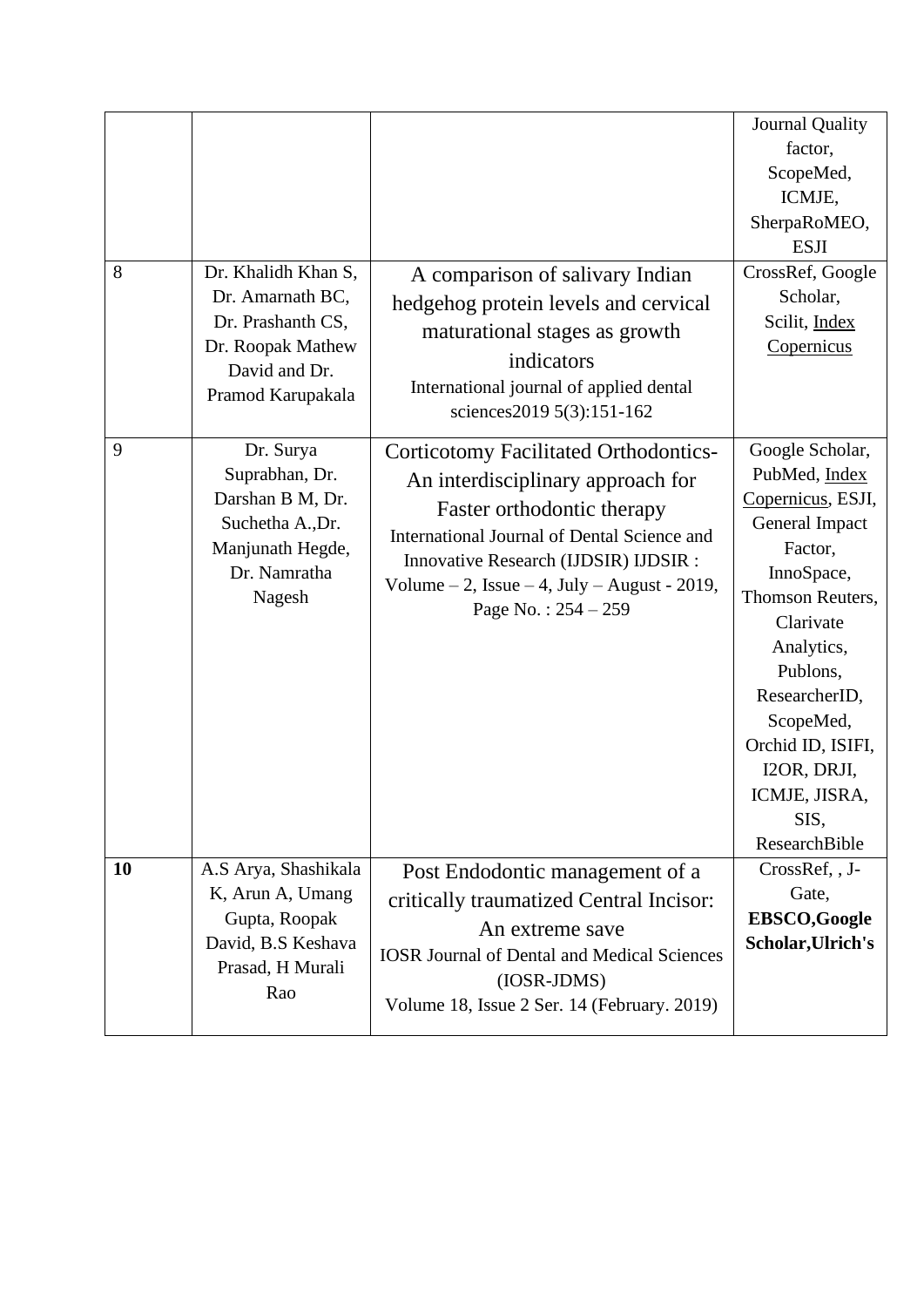| | | | |
|---|---|---|---|
| | | | Journal Quality factor, ScopeMed, ICMJE, SherpaRoMEO, ESJI |
| 8 | Dr. Khalidh Khan S, Dr. Amarnath BC, Dr. Prashanth CS, Dr. Roopak Mathew David and Dr. Pramod Karupakala | A comparison of salivary Indian hedgehog protein levels and cervical maturational stages as growth indicators<br>International journal of applied dental sciences2019 5(3):151-162 | CrossRef, Google Scholar, Scilit, Index Copernicus |
| 9 | Dr. Surya Suprabhan, Dr. Darshan B M, Dr. Suchetha A.,Dr. Manjunath Hegde, Dr. Namratha Nagesh | Corticotomy Facilitated Orthodontics- An interdisciplinary approach for Faster orthodontic therapy<br>International Journal of Dental Science and Innovative Research (IJDSIR) IJDSIR : Volume – 2, Issue – 4, July – August - 2019, Page No. : 254 – 259 | Google Scholar, PubMed, Index Copernicus, ESJI, General Impact Factor, InnoSpace, Thomson Reuters, Clarivate Analytics, Publons, ResearcherID, ScopeMed, Orchid ID, ISIFI, I2OR, DRJI, ICMJE, JISRA, SIS, ResearchBible |
| **10** | A.S Arya, Shashikala K, Arun A, Umang Gupta, Roopak David, B.S Keshava Prasad, H Murali Rao | Post Endodontic management of a critically traumatized Central Incisor: An extreme save<br>IOSR Journal of Dental and Medical Sciences (IOSR-JDMS)<br>Volume 18, Issue 2 Ser. 14 (February. 2019) | CrossRef, , J-Gate, **EBSCO,Google Scholar,Ulrich's** |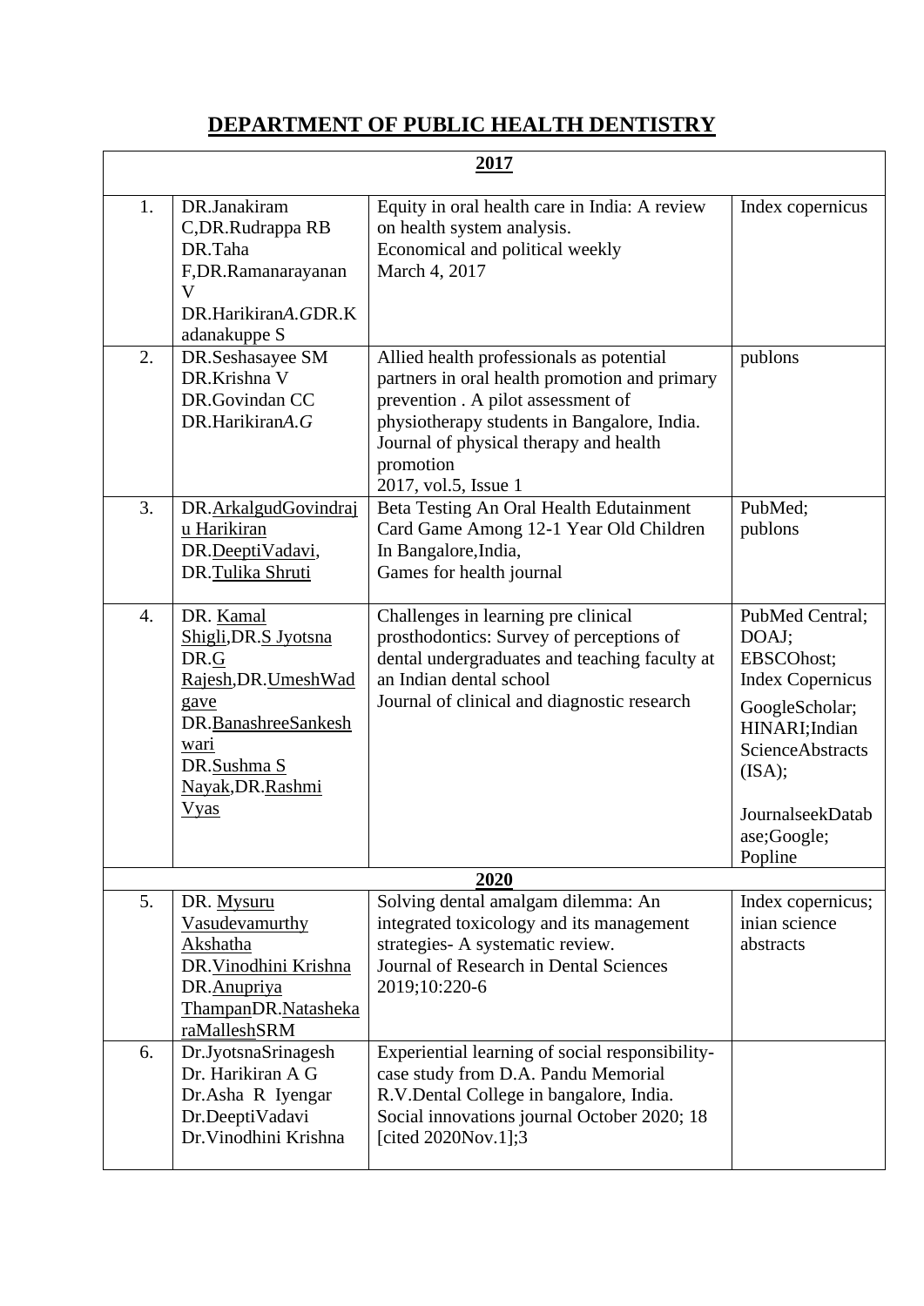# DEPARTMENT OF PUBLIC HEALTH DENTISTRY

| **2017** | | | |
|---|---|---|---|
| 1. | DR.Janakiram C,DR.Rudrappa RB DR.Taha F,DR.Ramanarayanan V DR.Harikiran*A.G*DR.Kadanakuppe S | Equity in oral health care in India: A review on health system analysis. Economical and political weekly March 4, 2017 | Index copernicus |
| 2. | DR.Seshasayee SM DR.Krishna V DR.Govindan CC DR.Harikiran*A.G* | Allied health professionals as potential partners in oral health promotion and primary prevention . A pilot assessment of physiotherapy students in Bangalore, India. Journal of physical therapy and health promotion 2017, vol.5, Issue 1 | publons |
| 3. | DR.ArkalgudGovindraju Harikiran DR.DeeptiVadavi, DR.Tulika Shruti | Beta Testing An Oral Health Edutainment Card Game Among 12-1 Year Old Children In Bangalore,India, Games for health journal | PubMed; publons |
| 4. | DR. Kamal Shigli,DR.S Jyotsna DR.G Rajesh,DR.UmeshWadgave DR.BanashreeSankeshwari DR.Sushma S Nayak,DR.Rashmi Vyas | Challenges in learning pre clinical prosthodontics: Survey of perceptions of dental undergraduates and teaching faculty at an Indian dental school Journal of clinical and diagnostic research | PubMed Central; DOAJ; EBSCOhost; Index Copernicus GoogleScholar; HINARI;Indian ScienceAbstracts (ISA); JournalseekDatabase;Google; Popline |
| **2020** | | | |
| 5. | DR. Mysuru Vasudevamurthy Akshatha DR.Vinodhini Krishna DR.Anupriya ThampanDR.NatashekaraMalleshSRM | Solving dental amalgam dilemma: An integrated toxicology and its management strategies- A systematic review. Journal of Research in Dental Sciences 2019;10:220-6 | Index copernicus; inian science abstracts |
| 6. | Dr.JyotsnaSrinagesh Dr. Harikiran A G Dr.Asha R Iyengar Dr.DeeptiVadavi Dr.Vinodhini Krishna | Experiential learning of social responsibility- case study from D.A. Pandu Memorial R.V.Dental College in bangalore, India. Social innovations journal October 2020; 18 [cited 2020Nov.1];3 | |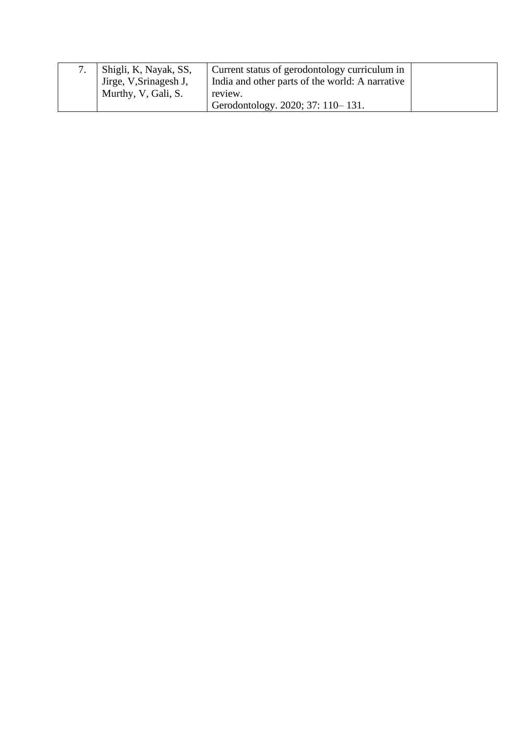| 7. | Shigli, K, Nayak, SS, Jirge, V,Srinagesh J, Murthy, V, Gali, S. | Current status of gerodontology curriculum in India and other parts of the world: A narrative review. Gerodontology. 2020; 37: 110– 131. | |
|---|---|---|---|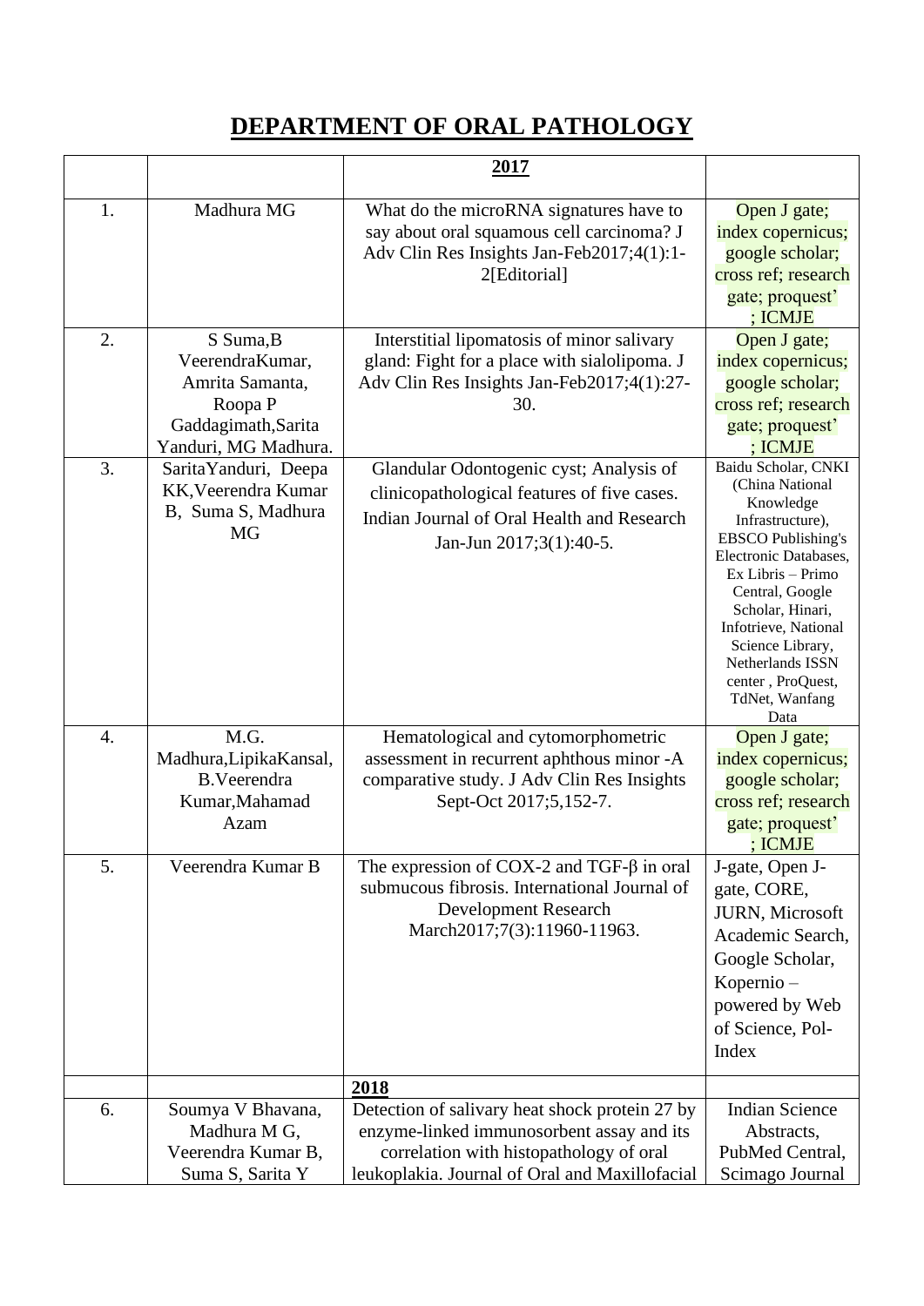# DEPARTMENT OF ORAL PATHOLOGY

| | | 2017 | |
|---|---|---|---|
| 1. | Madhura MG | What do the microRNA signatures have to say about oral squamous cell carcinoma? J Adv Clin Res Insights Jan-Feb2017;4(1):1-2[Editorial] | Open J gate; index copernicus; google scholar; cross ref; research gate; proquest' ; ICMJE |
| 2. | S Suma,B VeerendraKumar, Amrita Samanta, Roopa P Gaddagimath,Sarita Yanduri, MG Madhura. | Interstitial lipomatosis of minor salivary gland: Fight for a place with sialolipoma. J Adv Clin Res Insights Jan-Feb2017;4(1):27-30. | Open J gate; index copernicus; google scholar; cross ref; research gate; proquest' ; ICMJE |
| 3. | SaritaYanduri, Deepa KK,Veerendra Kumar B, Suma S, Madhura MG | Glandular Odontogenic cyst; Analysis of clinicopathological features of five cases. Indian Journal of Oral Health and Research Jan-Jun 2017;3(1):40-5. | Baidu Scholar, CNKI (China National Knowledge Infrastructure), EBSCO Publishing's Electronic Databases, Ex Libris – Primo Central, Google Scholar, Hinari, Infotrieve, National Science Library, Netherlands ISSN center , ProQuest, TdNet, Wanfang Data |
| 4. | M.G. Madhura,LipikaKansal, B.Veerendra Kumar,Mahamad Azam | Hematological and cytomorphometric assessment in recurrent aphthous minor -A comparative study. J Adv Clin Res Insights Sept-Oct 2017;5,152-7. | Open J gate; index copernicus; google scholar; cross ref; research gate; proquest' ; ICMJE |
| 5. | Veerendra Kumar B | The expression of COX-2 and TGF-β in oral submucous fibrosis. International Journal of Development Research March2017;7(3):11960-11963. | J-gate, Open J-gate, CORE, JURN, Microsoft Academic Search, Google Scholar, Kopernio – powered by Web of Science, Pol-Index |
| | | 2018 | |
| 6. | Soumya V Bhavana, Madhura M G, Veerendra Kumar B, Suma S, Sarita Y | Detection of salivary heat shock protein 27 by enzyme-linked immunosorbent assay and its correlation with histopathology of oral leukoplakia. Journal of Oral and Maxillofacial | Indian Science Abstracts, PubMed Central, Scimago Journal |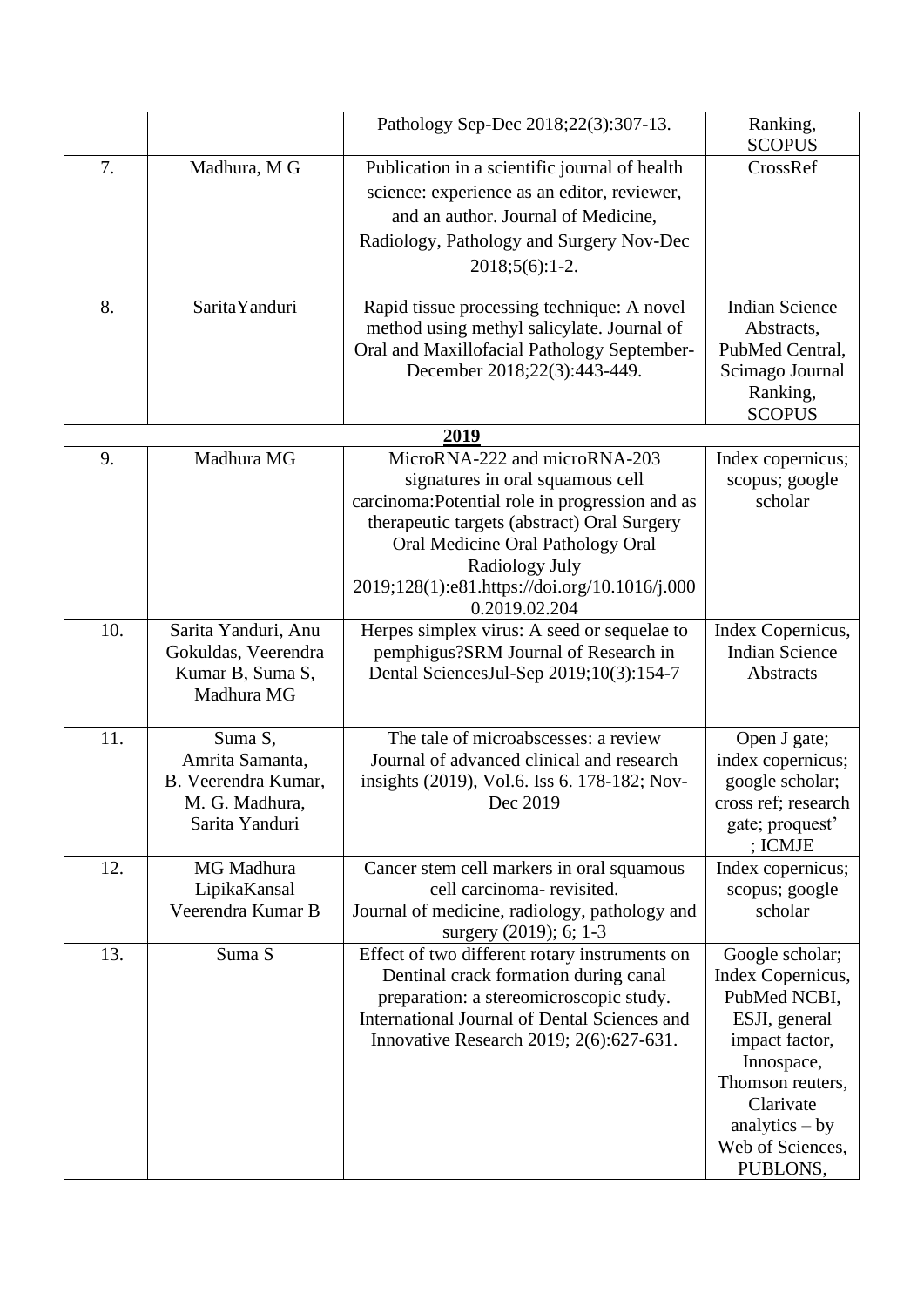| | | | |
|---|---|---|---|
| | | Pathology Sep-Dec 2018;22(3):307-13. | Ranking, SCOPUS |
| 7. | Madhura, M G | Publication in a scientific journal of health science: experience as an editor, reviewer, and an author. Journal of Medicine, Radiology, Pathology and Surgery Nov-Dec 2018;5(6):1-2. | CrossRef |
| 8. | SaritaYanduri | Rapid tissue processing technique: A novel method using methyl salicylate. Journal of Oral and Maxillofacial Pathology September-December 2018;22(3):443-449. | Indian Science Abstracts, PubMed Central, Scimago Journal Ranking, SCOPUS |
| | | **2019** | |
| 9. | Madhura MG | MicroRNA-222 and microRNA-203 signatures in oral squamous cell carcinoma:Potential role in progression and as therapeutic targets (abstract) Oral Surgery Oral Medicine Oral Pathology Oral Radiology July 2019;128(1):e81.https://doi.org/10.1016/j.0000.2019.02.204 | Index copernicus; scopus; google scholar |
| 10. | Sarita Yanduri, Anu Gokuldas, Veerendra Kumar B, Suma S, Madhura MG | Herpes simplex virus: A seed or sequelae to pemphigus?SRM Journal of Research in Dental SciencesJul-Sep 2019;10(3):154-7 | Index Copernicus, Indian Science Abstracts |
| 11. | Suma S, Amrita Samanta, B. Veerendra Kumar, M. G. Madhura, Sarita Yanduri | The tale of microabscesses: a review Journal of advanced clinical and research insights (2019), Vol.6. Iss 6. 178-182; Nov-Dec 2019 | Open J gate; index copernicus; google scholar; cross ref; research gate; proquest' ; ICMJE |
| 12. | MG Madhura LipikaKansal Veerendra Kumar B | Cancer stem cell markers in oral squamous cell carcinoma- revisited. Journal of medicine, radiology, pathology and surgery (2019); 6; 1-3 | Index copernicus; scopus; google scholar |
| 13. | Suma S | Effect of two different rotary instruments on Dentinal crack formation during canal preparation: a stereomicroscopic study. International Journal of Dental Sciences and Innovative Research 2019; 2(6):627-631. | Google scholar; Index Copernicus, PubMed NCBI, ESJI, general impact factor, Innospace, Thomson reuters, Clarivate analytics – by Web of Sciences, PUBLONS, |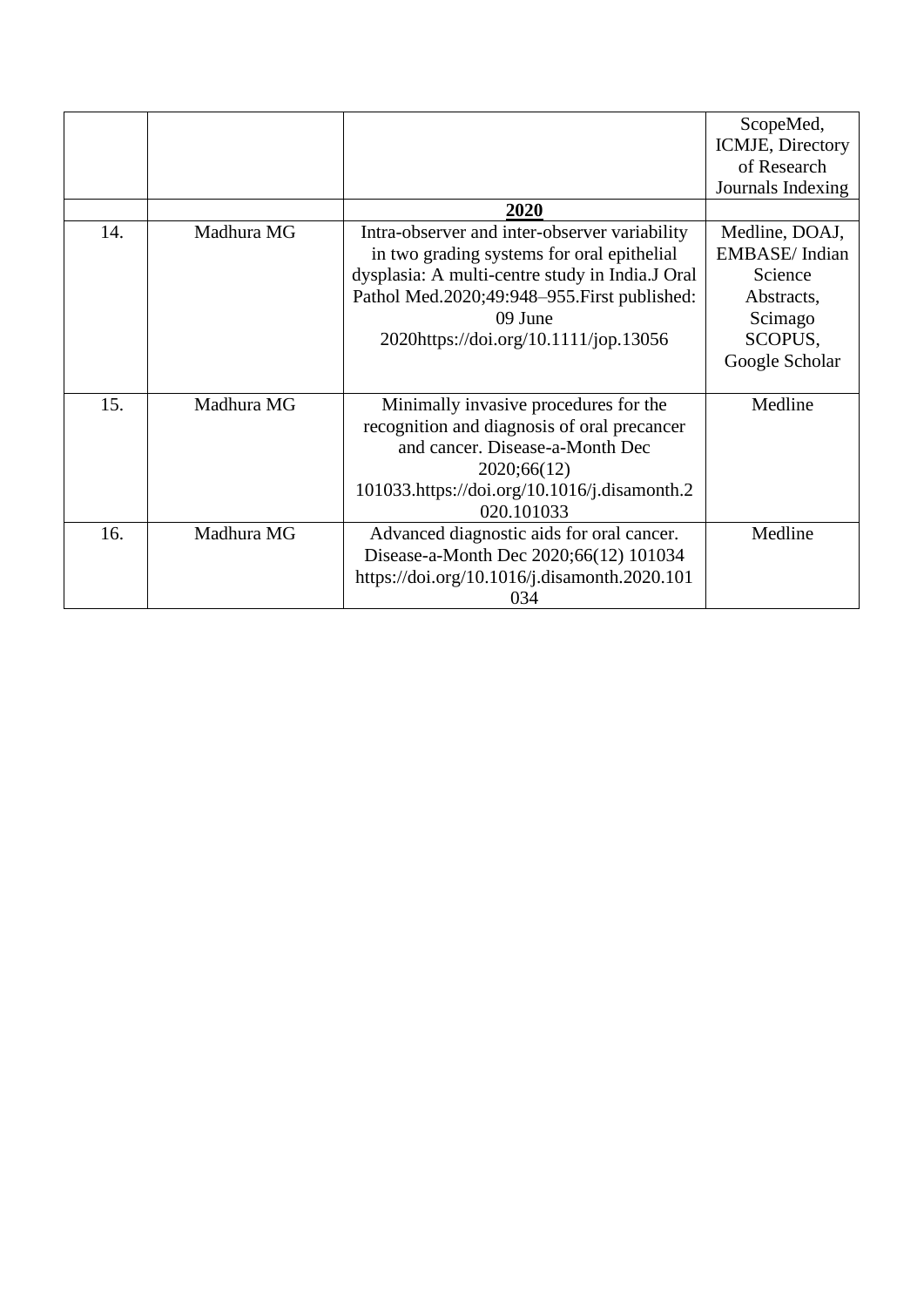| | | | |
|---|---|---|---|
| | | | ScopeMed, ICMJE, Directory of Research Journals Indexing |
| | | **2020** | |
| 14. | Madhura MG | Intra-observer and inter-observer variability in two grading systems for oral epithelial dysplasia: A multi-centre study in India.J Oral Pathol Med.2020;49:948–955.First published: 09 June 2020https://doi.org/10.1111/jop.13056 | Medline, DOAJ, EMBASE/ Indian Science Abstracts, Scimago SCOPUS, Google Scholar |
| 15. | Madhura MG | Minimally invasive procedures for the recognition and diagnosis of oral precancer and cancer. Disease-a-Month Dec 2020;66(12) 101033.https://doi.org/10.1016/j.disamonth.2020.101033 | Medline |
| 16. | Madhura MG | Advanced diagnostic aids for oral cancer. Disease-a-Month Dec 2020;66(12) 101034 https://doi.org/10.1016/j.disamonth.2020.101034 | Medline |